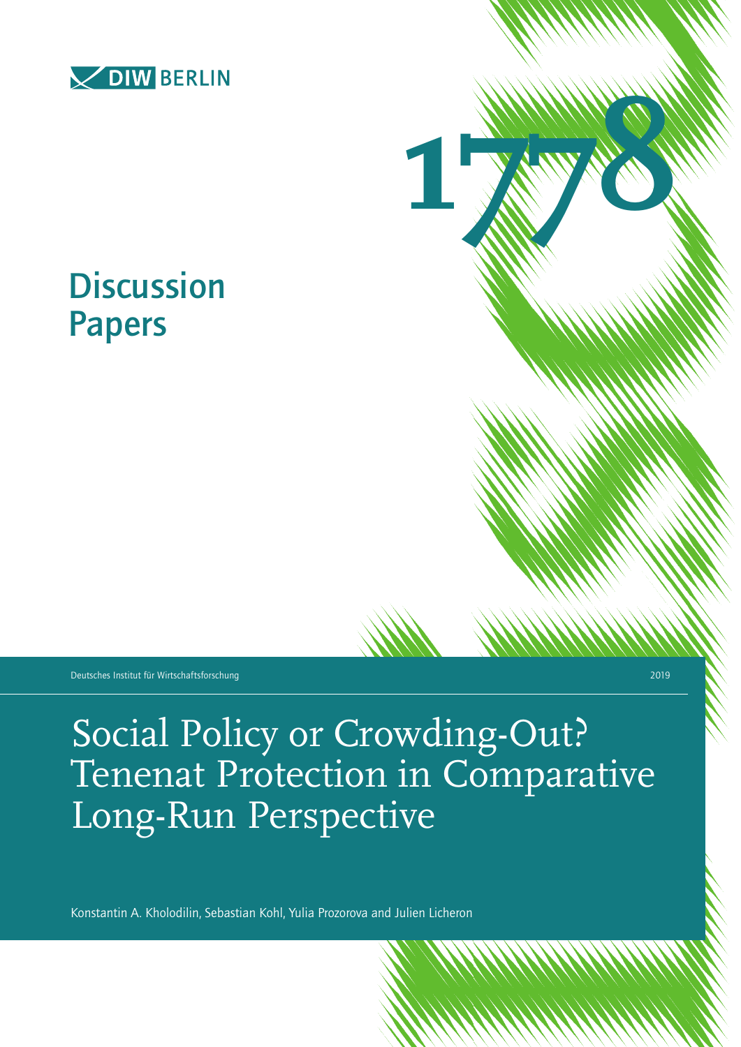DIW BERLIN

1778

# Discussion Papers

Deutsches Institut für Wirtschaftsforschung

2019

# Social Policy or Crowding-Out? Tenenat Protection in Comparative Long-Run Perspective

Konstantin A. Kholodilin, Sebastian Kohl, Yulia Prozorova and Julien Licheron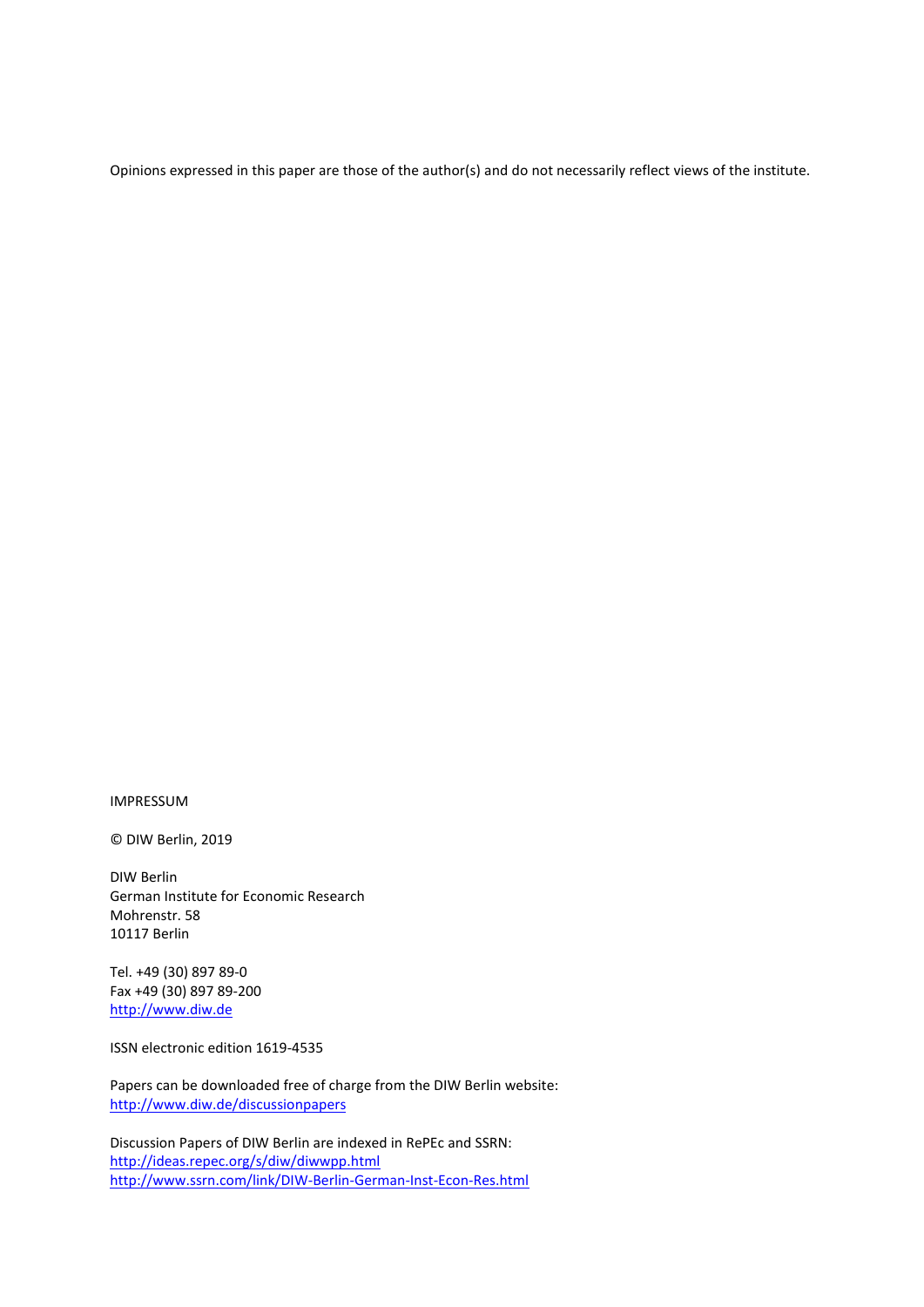Opinions expressed in this paper are those of the author(s) and do not necessarily reflect views of the institute.

IMPRESSUM

© DIW Berlin, 2019

DIW Berlin
German Institute for Economic Research
Mohrenstr. 58
10117 Berlin

Tel. +49 (30) 897 89-0
Fax +49 (30) 897 89-200
http://www.diw.de

ISSN electronic edition 1619-4535

Papers can be downloaded free of charge from the DIW Berlin website:
http://www.diw.de/discussionpapers

Discussion Papers of DIW Berlin are indexed in RePEc and SSRN:
http://ideas.repec.org/s/diw/diwwpp.html
http://www.ssrn.com/link/DIW-Berlin-German-Inst-Econ-Res.html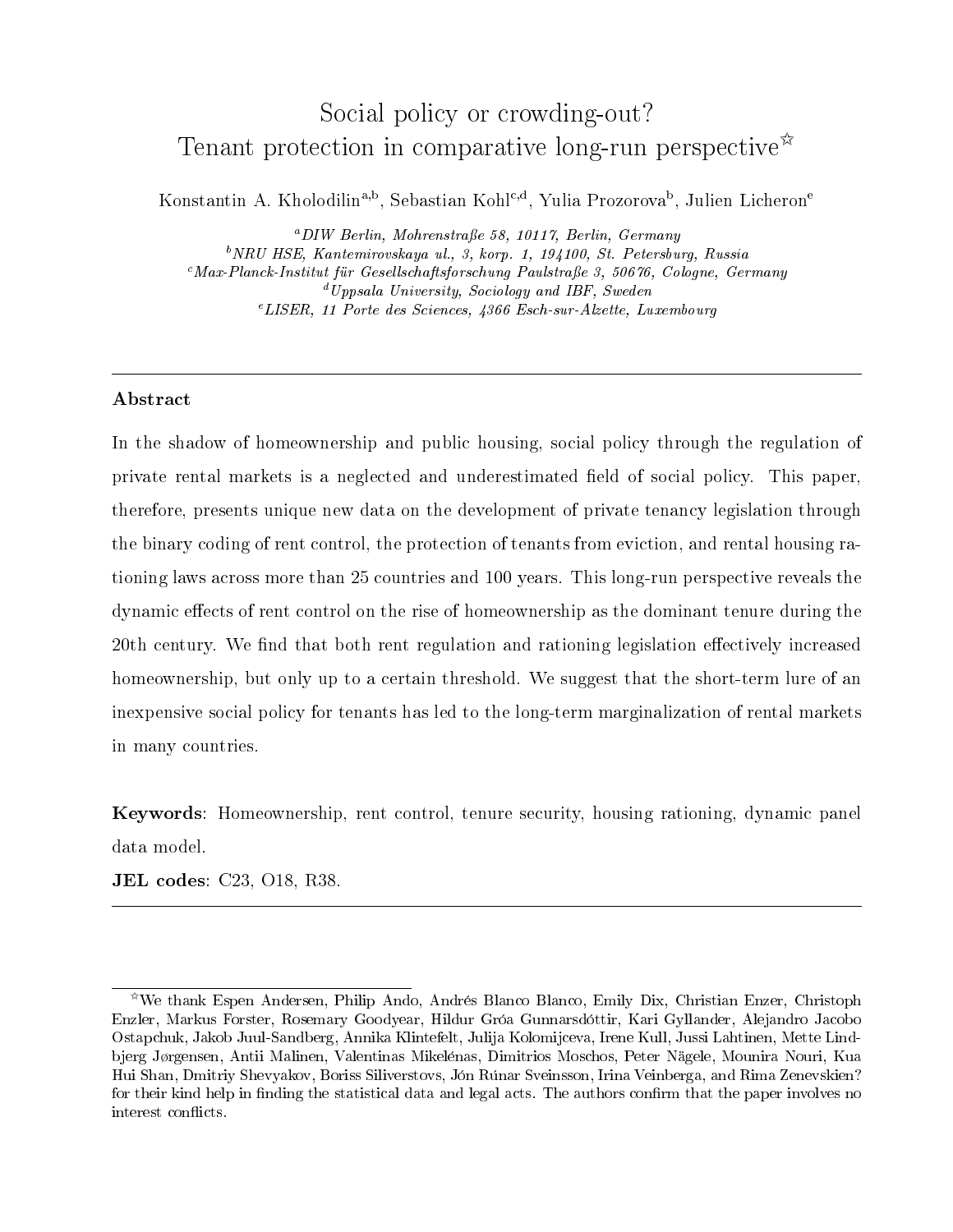# Social policy or crowding-out?
# Tenant protection in comparative long-run perspective☆

Konstantin A. Kholodilin[a,b], Sebastian Kohl[c,d], Yulia Prozorova[b], Julien Licheron[e]

[a]*DIW Berlin, Mohrenstraße 58, 10117, Berlin, Germany*
[b]*NRU HSE, Kantemirovskaya ul., 3, korp. 1, 194100, St. Petersburg, Russia*
[c]*Max-Planck-Institut für Gesellschaftsforschung Paulstraße 3, 50676, Cologne, Germany*
[d]*Uppsala University, Sociology and IBF, Sweden*
[e]*LISER, 11 Porte des Sciences, 4366 Esch-sur-Alzette, Luxembourg*

---

### Abstract

In the shadow of homeownership and public housing, social policy through the regulation of private rental markets is a neglected and underestimated field of social policy. This paper, therefore, presents unique new data on the development of private tenancy legislation through the binary coding of rent control, the protection of tenants from eviction, and rental housing rationing laws across more than 25 countries and 100 years. This long-run perspective reveals the dynamic effects of rent control on the rise of homeownership as the dominant tenure during the 20th century. We find that both rent regulation and rationing legislation effectively increased homeownership, but only up to a certain threshold. We suggest that the short-term lure of an inexpensive social policy for tenants has led to the long-term marginalization of rental markets in many countries.

**Keywords**: Homeownership, rent control, tenure security, housing rationing, dynamic panel data model.

**JEL codes**: C23, O18, R38.

---

☆We thank Espen Andersen, Philip Ando, Andrés Blanco Blanco, Emily Dix, Christian Enzer, Christoph Enzler, Markus Forster, Rosemary Goodyear, Hildur Gróa Gunnarsdóttir, Kari Gyllander, Alejandro Jacobo Ostapchuk, Jakob Juul-Sandberg, Annika Klintefelt, Julija Kolomijceva, Irene Kull, Jussi Lahtinen, Mette Lindbjerg Jørgensen, Antii Malinen, Valentinas Mikelénas, Dimitrios Moschos, Peter Nägele, Mounira Nouri, Kua Hui Shan, Dmitriy Shevyakov, Boriss Siliverstovs, Jón Rúnar Sveinsson, Irina Veinberga, and Rima Zenevskien? for their kind help in finding the statistical data and legal acts. The authors confirm that the paper involves no interest conflicts.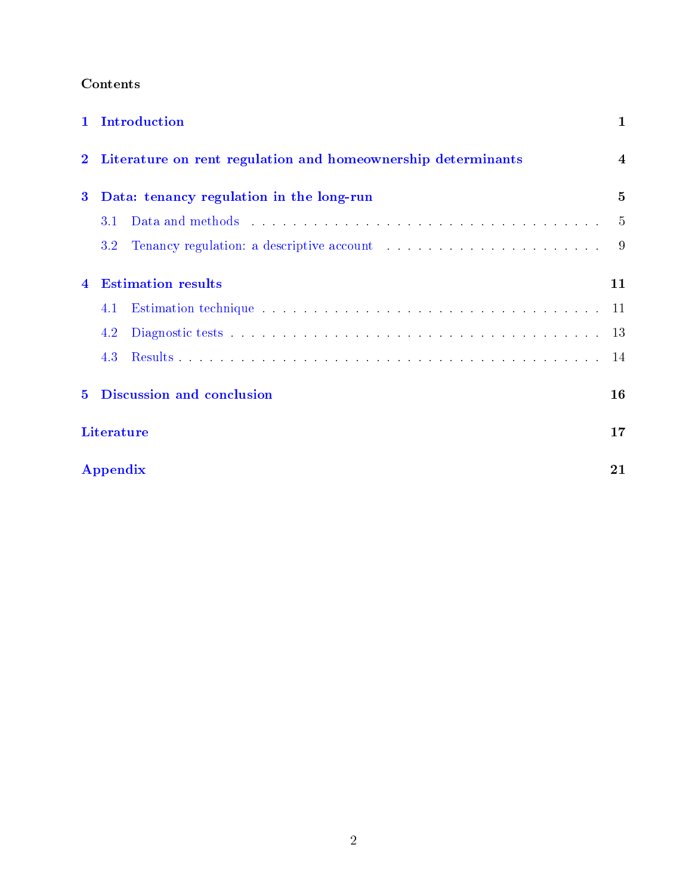**Contents**

**1 Introduction** **1**

**2 Literature on rent regulation and homeownership determinants** **4**

**3 Data: tenancy regulation in the long-run** **5**

- 3.1 Data and methods . . . . . . . . . . . . . . . . . . . . . . . . . . . . . . . . . . . 5
- 3.2 Tenancy regulation: a descriptive account . . . . . . . . . . . . . . . . . . . . . 9

**4 Estimation results** **11**

- 4.1 Estimation technique . . . . . . . . . . . . . . . . . . . . . . . . . . . . . . . . . 11
- 4.2 Diagnostic tests . . . . . . . . . . . . . . . . . . . . . . . . . . . . . . . . . . . . 13
- 4.3 Results . . . . . . . . . . . . . . . . . . . . . . . . . . . . . . . . . . . . . . . . . 14

**5 Discussion and conclusion** **16**

**Literature** **17**

**Appendix** **21**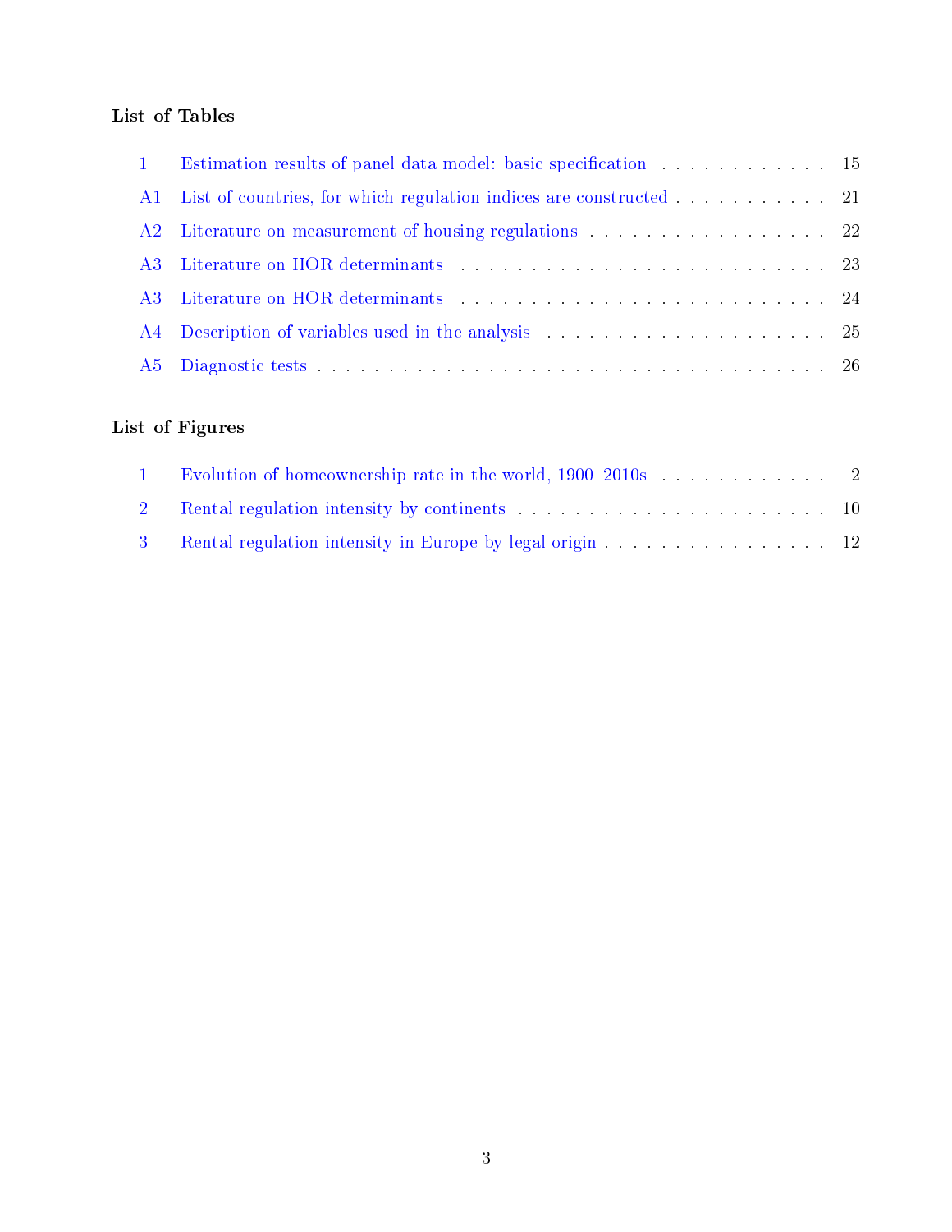## List of Tables

| | | |
|---|---|---|
| 1 | Estimation results of panel data model: basic specification | 15 |
| A1 | List of countries, for which regulation indices are constructed | 21 |
| A2 | Literature on measurement of housing regulations | 22 |
| A3 | Literature on HOR determinants | 23 |
| A3 | Literature on HOR determinants | 24 |
| A4 | Description of variables used in the analysis | 25 |
| A5 | Diagnostic tests | 26 |

## List of Figures

| | | |
|---|---|---|
| 1 | Evolution of homeownership rate in the world, 1900–2010s | 2 |
| 2 | Rental regulation intensity by continents | 10 |
| 3 | Rental regulation intensity in Europe by legal origin | 12 |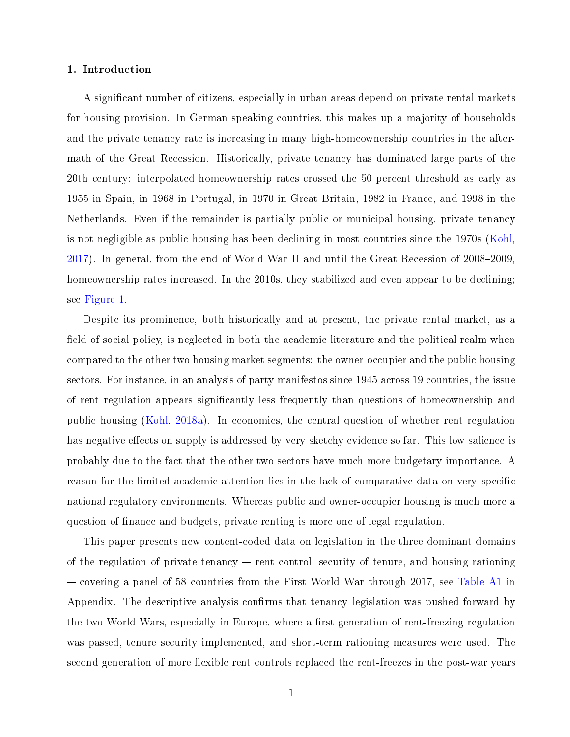## 1. Introduction

A significant number of citizens, especially in urban areas depend on private rental markets for housing provision. In German-speaking countries, this makes up a majority of households and the private tenancy rate is increasing in many high-homeownership countries in the aftermath of the Great Recession. Historically, private tenancy has dominated large parts of the 20th century: interpolated homeownership rates crossed the 50 percent threshold as early as 1955 in Spain, in 1968 in Portugal, in 1970 in Great Britain, 1982 in France, and 1998 in the Netherlands. Even if the remainder is partially public or municipal housing, private tenancy is not negligible as public housing has been declining in most countries since the 1970s (Kohl, 2017). In general, from the end of World War II and until the Great Recession of 2008–2009, homeownership rates increased. In the 2010s, they stabilized and even appear to be declining; see Figure 1.

Despite its prominence, both historically and at present, the private rental market, as a field of social policy, is neglected in both the academic literature and the political realm when compared to the other two housing market segments: the owner-occupier and the public housing sectors. For instance, in an analysis of party manifestos since 1945 across 19 countries, the issue of rent regulation appears significantly less frequently than questions of homeownership and public housing (Kohl, 2018a). In economics, the central question of whether rent regulation has negative effects on supply is addressed by very sketchy evidence so far. This low salience is probably due to the fact that the other two sectors have much more budgetary importance. A reason for the limited academic attention lies in the lack of comparative data on very specific national regulatory environments. Whereas public and owner-occupier housing is much more a question of finance and budgets, private renting is more one of legal regulation.

This paper presents new content-coded data on legislation in the three dominant domains of the regulation of private tenancy — rent control, security of tenure, and housing rationing — covering a panel of 58 countries from the First World War through 2017, see Table A1 in Appendix. The descriptive analysis confirms that tenancy legislation was pushed forward by the two World Wars, especially in Europe, where a first generation of rent-freezing regulation was passed, tenure security implemented, and short-term rationing measures were used. The second generation of more flexible rent controls replaced the rent-freezes in the post-war years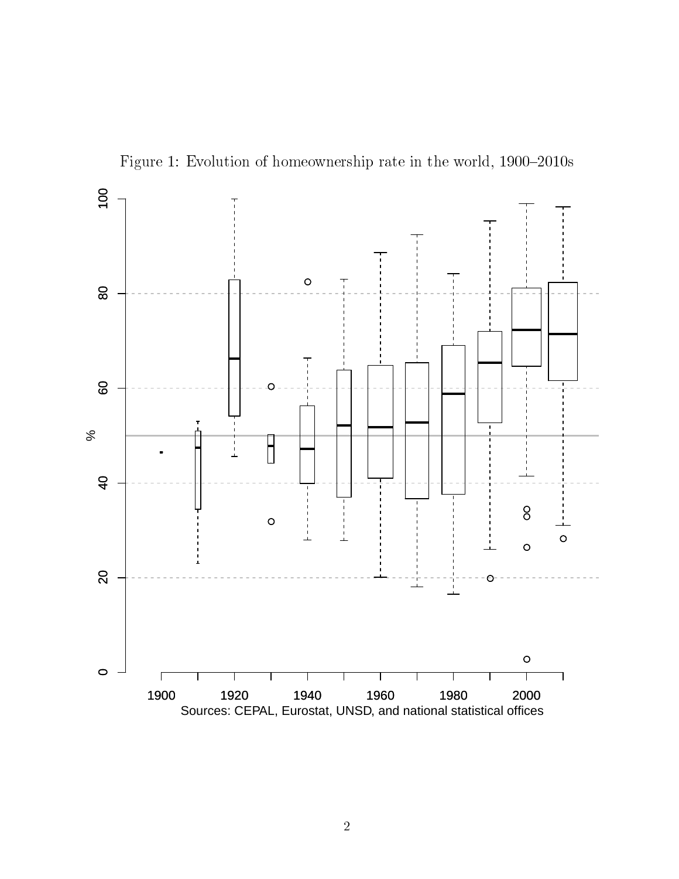Figure 1: Evolution of homeownership rate in the world, 1900–2010s

Sources: CEPAL, Eurostat, UNSD, and national statistical offices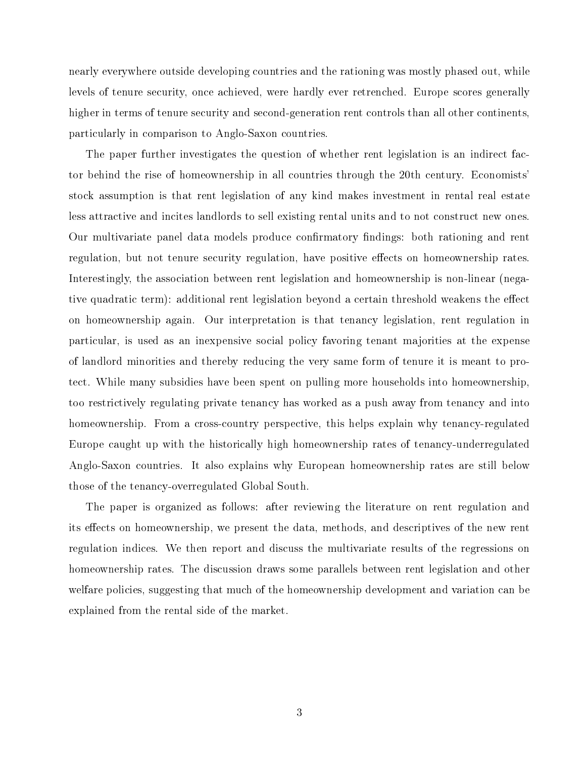nearly everywhere outside developing countries and the rationing was mostly phased out, while levels of tenure security, once achieved, were hardly ever retrenched. Europe scores generally higher in terms of tenure security and second-generation rent controls than all other continents, particularly in comparison to Anglo-Saxon countries.

The paper further investigates the question of whether rent legislation is an indirect factor behind the rise of homeownership in all countries through the 20th century. Economists' stock assumption is that rent legislation of any kind makes investment in rental real estate less attractive and incites landlords to sell existing rental units and to not construct new ones. Our multivariate panel data models produce confirmatory findings: both rationing and rent regulation, but not tenure security regulation, have positive effects on homeownership rates. Interestingly, the association between rent legislation and homeownership is non-linear (negative quadratic term): additional rent legislation beyond a certain threshold weakens the effect on homeownership again. Our interpretation is that tenancy legislation, rent regulation in particular, is used as an inexpensive social policy favoring tenant majorities at the expense of landlord minorities and thereby reducing the very same form of tenure it is meant to protect. While many subsidies have been spent on pulling more households into homeownership, too restrictively regulating private tenancy has worked as a push away from tenancy and into homeownership. From a cross-country perspective, this helps explain why tenancy-regulated Europe caught up with the historically high homeownership rates of tenancy-underregulated Anglo-Saxon countries. It also explains why European homeownership rates are still below those of the tenancy-overregulated Global South.

The paper is organized as follows: after reviewing the literature on rent regulation and its effects on homeownership, we present the data, methods, and descriptives of the new rent regulation indices. We then report and discuss the multivariate results of the regressions on homeownership rates. The discussion draws some parallels between rent legislation and other welfare policies, suggesting that much of the homeownership development and variation can be explained from the rental side of the market.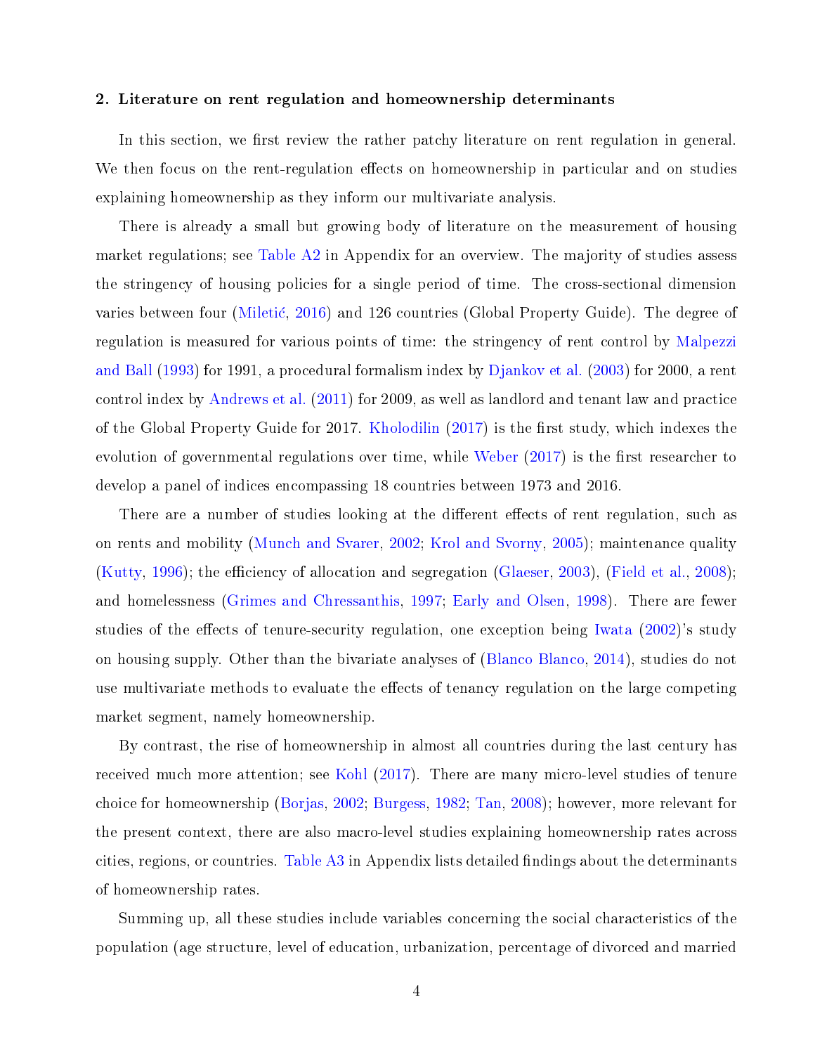## 2. Literature on rent regulation and homeownership determinants

In this section, we first review the rather patchy literature on rent regulation in general. We then focus on the rent-regulation effects on homeownership in particular and on studies explaining homeownership as they inform our multivariate analysis.

There is already a small but growing body of literature on the measurement of housing market regulations; see Table A2 in Appendix for an overview. The majority of studies assess the stringency of housing policies for a single period of time. The cross-sectional dimension varies between four (Miletić, 2016) and 126 countries (Global Property Guide). The degree of regulation is measured for various points of time: the stringency of rent control by Malpezzi and Ball (1993) for 1991, a procedural formalism index by Djankov et al. (2003) for 2000, a rent control index by Andrews et al. (2011) for 2009, as well as landlord and tenant law and practice of the Global Property Guide for 2017. Kholodilin (2017) is the first study, which indexes the evolution of governmental regulations over time, while Weber (2017) is the first researcher to develop a panel of indices encompassing 18 countries between 1973 and 2016.

There are a number of studies looking at the different effects of rent regulation, such as on rents and mobility (Munch and Svarer, 2002; Krol and Svorny, 2005); maintenance quality (Kutty, 1996); the efficiency of allocation and segregation (Glaeser, 2003), (Field et al., 2008); and homelessness (Grimes and Chressanthis, 1997; Early and Olsen, 1998). There are fewer studies of the effects of tenure-security regulation, one exception being Iwata (2002)'s study on housing supply. Other than the bivariate analyses of (Blanco Blanco, 2014), studies do not use multivariate methods to evaluate the effects of tenancy regulation on the large competing market segment, namely homeownership.

By contrast, the rise of homeownership in almost all countries during the last century has received much more attention; see Kohl (2017). There are many micro-level studies of tenure choice for homeownership (Borjas, 2002; Burgess, 1982; Tan, 2008); however, more relevant for the present context, there are also macro-level studies explaining homeownership rates across cities, regions, or countries. Table A3 in Appendix lists detailed findings about the determinants of homeownership rates.

Summing up, all these studies include variables concerning the social characteristics of the population (age structure, level of education, urbanization, percentage of divorced and married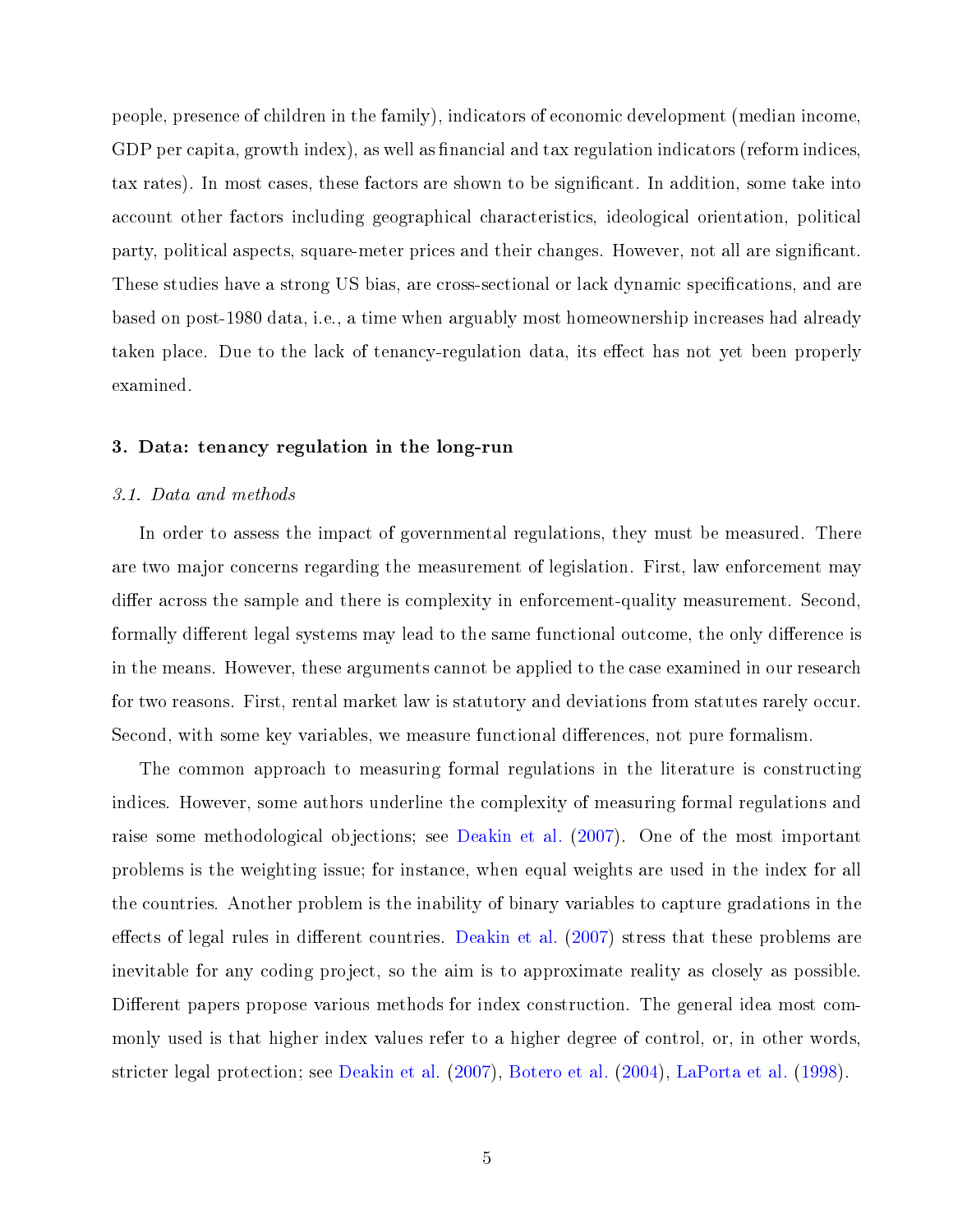people, presence of children in the family), indicators of economic development (median income, GDP per capita, growth index), as well as financial and tax regulation indicators (reform indices, tax rates). In most cases, these factors are shown to be significant. In addition, some take into account other factors including geographical characteristics, ideological orientation, political party, political aspects, square-meter prices and their changes. However, not all are significant. These studies have a strong US bias, are cross-sectional or lack dynamic specifications, and are based on post-1980 data, i.e., a time when arguably most homeownership increases had already taken place. Due to the lack of tenancy-regulation data, its effect has not yet been properly examined.

## 3. Data: tenancy regulation in the long-run

### 3.1. Data and methods

In order to assess the impact of governmental regulations, they must be measured. There are two major concerns regarding the measurement of legislation. First, law enforcement may differ across the sample and there is complexity in enforcement-quality measurement. Second, formally different legal systems may lead to the same functional outcome, the only difference is in the means. However, these arguments cannot be applied to the case examined in our research for two reasons. First, rental market law is statutory and deviations from statutes rarely occur. Second, with some key variables, we measure functional differences, not pure formalism.

The common approach to measuring formal regulations in the literature is constructing indices. However, some authors underline the complexity of measuring formal regulations and raise some methodological objections; see Deakin et al. (2007). One of the most important problems is the weighting issue; for instance, when equal weights are used in the index for all the countries. Another problem is the inability of binary variables to capture gradations in the effects of legal rules in different countries. Deakin et al. (2007) stress that these problems are inevitable for any coding project, so the aim is to approximate reality as closely as possible. Different papers propose various methods for index construction. The general idea most commonly used is that higher index values refer to a higher degree of control, or, in other words, stricter legal protection; see Deakin et al. (2007), Botero et al. (2004), LaPorta et al. (1998).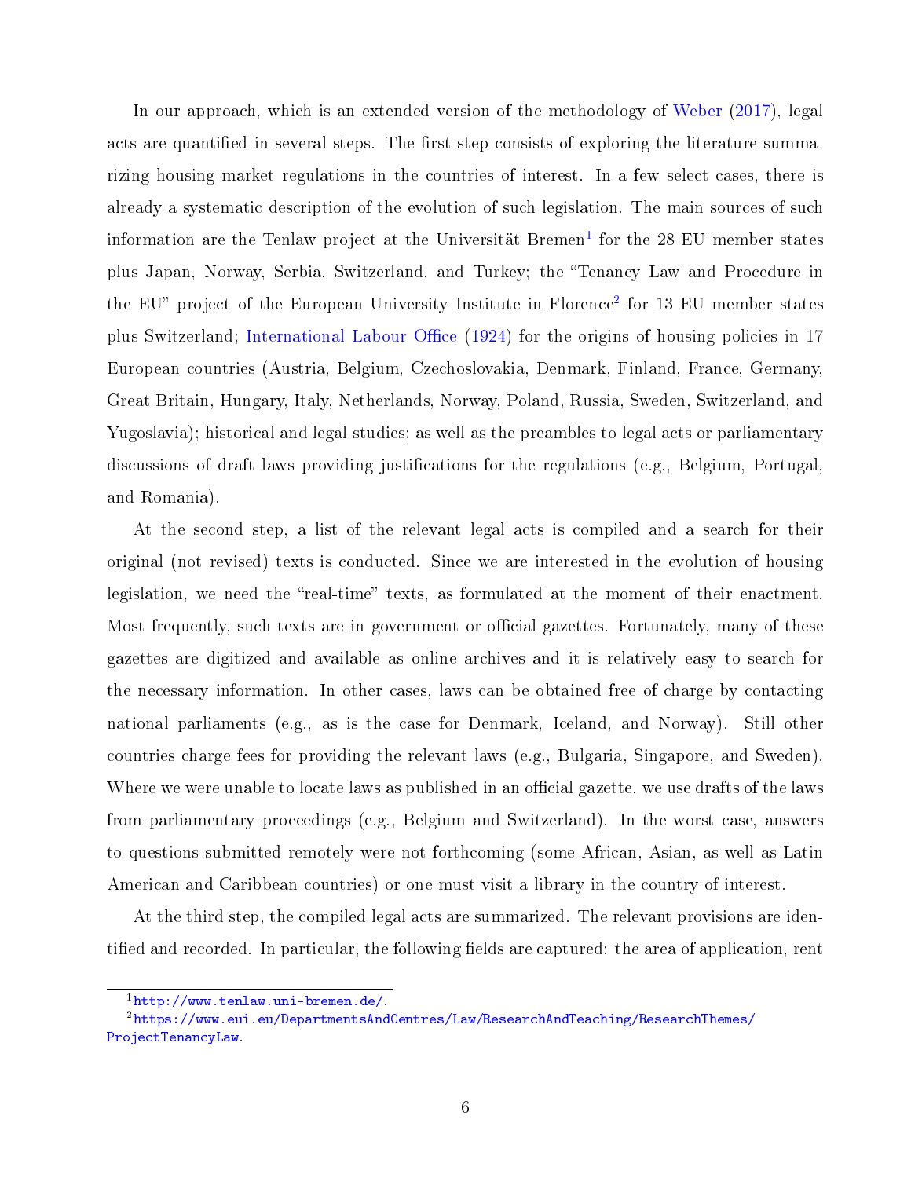In our approach, which is an extended version of the methodology of Weber (2017), legal acts are quantified in several steps. The first step consists of exploring the literature summarizing housing market regulations in the countries of interest. In a few select cases, there is already a systematic description of the evolution of such legislation. The main sources of such information are the Tenlaw project at the Universität Bremen[1] for the 28 EU member states plus Japan, Norway, Serbia, Switzerland, and Turkey; the "Tenancy Law and Procedure in the EU" project of the European University Institute in Florence[2] for 13 EU member states plus Switzerland; International Labour Office (1924) for the origins of housing policies in 17 European countries (Austria, Belgium, Czechoslovakia, Denmark, Finland, France, Germany, Great Britain, Hungary, Italy, Netherlands, Norway, Poland, Russia, Sweden, Switzerland, and Yugoslavia); historical and legal studies; as well as the preambles to legal acts or parliamentary discussions of draft laws providing justifications for the regulations (e.g., Belgium, Portugal, and Romania).

At the second step, a list of the relevant legal acts is compiled and a search for their original (not revised) texts is conducted. Since we are interested in the evolution of housing legislation, we need the "real-time" texts, as formulated at the moment of their enactment. Most frequently, such texts are in government or official gazettes. Fortunately, many of these gazettes are digitized and available as online archives and it is relatively easy to search for the necessary information. In other cases, laws can be obtained free of charge by contacting national parliaments (e.g., as is the case for Denmark, Iceland, and Norway). Still other countries charge fees for providing the relevant laws (e.g., Bulgaria, Singapore, and Sweden). Where we were unable to locate laws as published in an official gazette, we use drafts of the laws from parliamentary proceedings (e.g., Belgium and Switzerland). In the worst case, answers to questions submitted remotely were not forthcoming (some African, Asian, as well as Latin American and Caribbean countries) or one must visit a library in the country of interest.

At the third step, the compiled legal acts are summarized. The relevant provisions are identified and recorded. In particular, the following fields are captured: the area of application, rent

[1] http://www.tenlaw.uni-bremen.de/.

[2] https://www.eui.eu/DepartmentsAndCentres/Law/ResearchAndTeaching/ResearchThemes/ProjectTenancyLaw.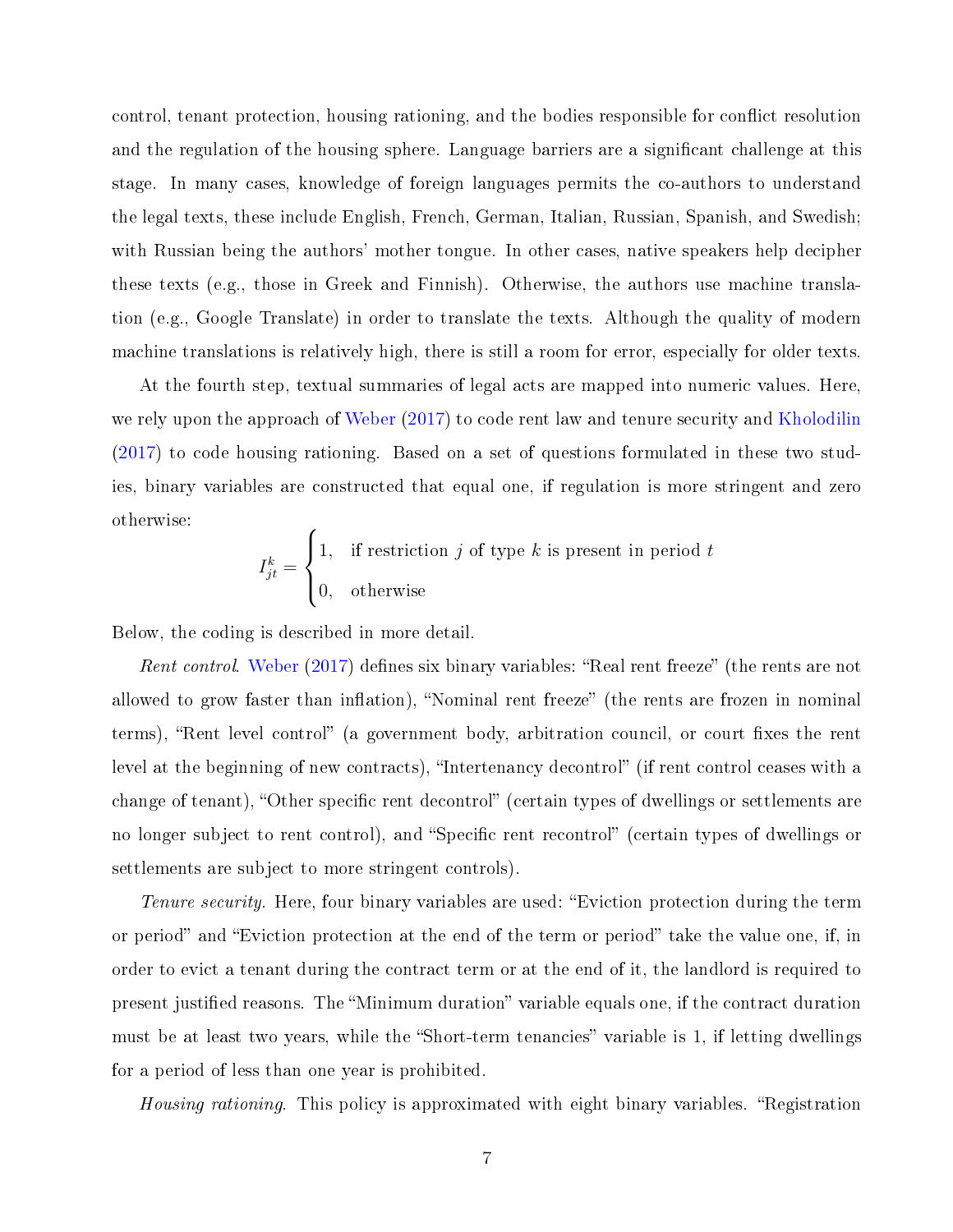control, tenant protection, housing rationing, and the bodies responsible for conflict resolution and the regulation of the housing sphere. Language barriers are a significant challenge at this stage. In many cases, knowledge of foreign languages permits the co-authors to understand the legal texts, these include English, French, German, Italian, Russian, Spanish, and Swedish; with Russian being the authors' mother tongue. In other cases, native speakers help decipher these texts (e.g., those in Greek and Finnish). Otherwise, the authors use machine translation (e.g., Google Translate) in order to translate the texts. Although the quality of modern machine translations is relatively high, there is still a room for error, especially for older texts.

At the fourth step, textual summaries of legal acts are mapped into numeric values. Here, we rely upon the approach of Weber (2017) to code rent law and tenure security and Kholodilin (2017) to code housing rationing. Based on a set of questions formulated in these two studies, binary variables are constructed that equal one, if regulation is more stringent and zero otherwise:

$$I_{jt}^{k} = \begin{cases} 1, & \text{if restriction } j \text{ of type } k \text{ is present in period } t \\ 0, & \text{otherwise} \end{cases}$$

Below, the coding is described in more detail.

*Rent control*. Weber (2017) defines six binary variables: "Real rent freeze" (the rents are not allowed to grow faster than inflation), "Nominal rent freeze" (the rents are frozen in nominal terms), "Rent level control" (a government body, arbitration council, or court fixes the rent level at the beginning of new contracts), "Intertenancy decontrol" (if rent control ceases with a change of tenant), "Other specific rent decontrol" (certain types of dwellings or settlements are no longer subject to rent control), and "Specific rent recontrol" (certain types of dwellings or settlements are subject to more stringent controls).

*Tenure security*. Here, four binary variables are used: "Eviction protection during the term or period" and "Eviction protection at the end of the term or period" take the value one, if, in order to evict a tenant during the contract term or at the end of it, the landlord is required to present justified reasons. The "Minimum duration" variable equals one, if the contract duration must be at least two years, while the "Short-term tenancies" variable is 1, if letting dwellings for a period of less than one year is prohibited.

*Housing rationing*. This policy is approximated with eight binary variables. "Registration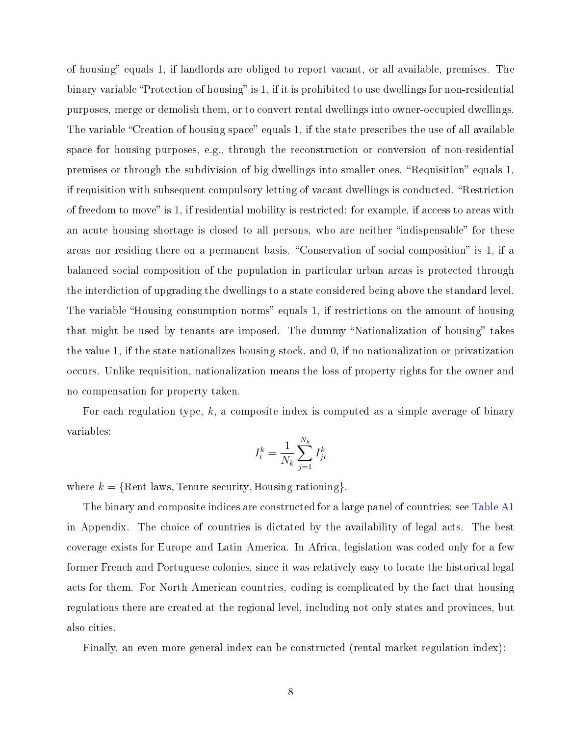of housing" equals 1, if landlords are obliged to report vacant, or all available, premises. The binary variable "Protection of housing" is 1, if it is prohibited to use dwellings for non-residential purposes, merge or demolish them, or to convert rental dwellings into owner-occupied dwellings. The variable "Creation of housing space" equals 1, if the state prescribes the use of all available space for housing purposes, e.g., through the reconstruction or conversion of non-residential premises or through the subdivision of big dwellings into smaller ones. "Requisition" equals 1, if requisition with subsequent compulsory letting of vacant dwellings is conducted. "Restriction of freedom to move" is 1, if residential mobility is restricted: for example, if access to areas with an acute housing shortage is closed to all persons, who are neither "indispensable" for these areas nor residing there on a permanent basis. "Conservation of social composition" is 1, if a balanced social composition of the population in particular urban areas is protected through the interdiction of upgrading the dwellings to a state considered being above the standard level. The variable "Housing consumption norms" equals 1, if restrictions on the amount of housing that might be used by tenants are imposed. The dummy "Nationalization of housing" takes the value 1, if the state nationalizes housing stock, and 0, if no nationalization or privatization occurs. Unlike requisition, nationalization means the loss of property rights for the owner and no compensation for property taken.

For each regulation type, $k$, a composite index is computed as a simple average of binary variables:

$$I_t^k = \frac{1}{N_k} \sum_{j=1}^{N_k} I_{jt}^k$$

where $k = \{\text{Rent laws, Tenure security, Housing rationing}\}$.

The binary and composite indices are constructed for a large panel of countries; see Table A1 in Appendix. The choice of countries is dictated by the availability of legal acts. The best coverage exists for Europe and Latin America. In Africa, legislation was coded only for a few former French and Portuguese colonies, since it was relatively easy to locate the historical legal acts for them. For North American countries, coding is complicated by the fact that housing regulations there are created at the regional level, including not only states and provinces, but also cities.

Finally, an even more general index can be constructed (rental market regulation index):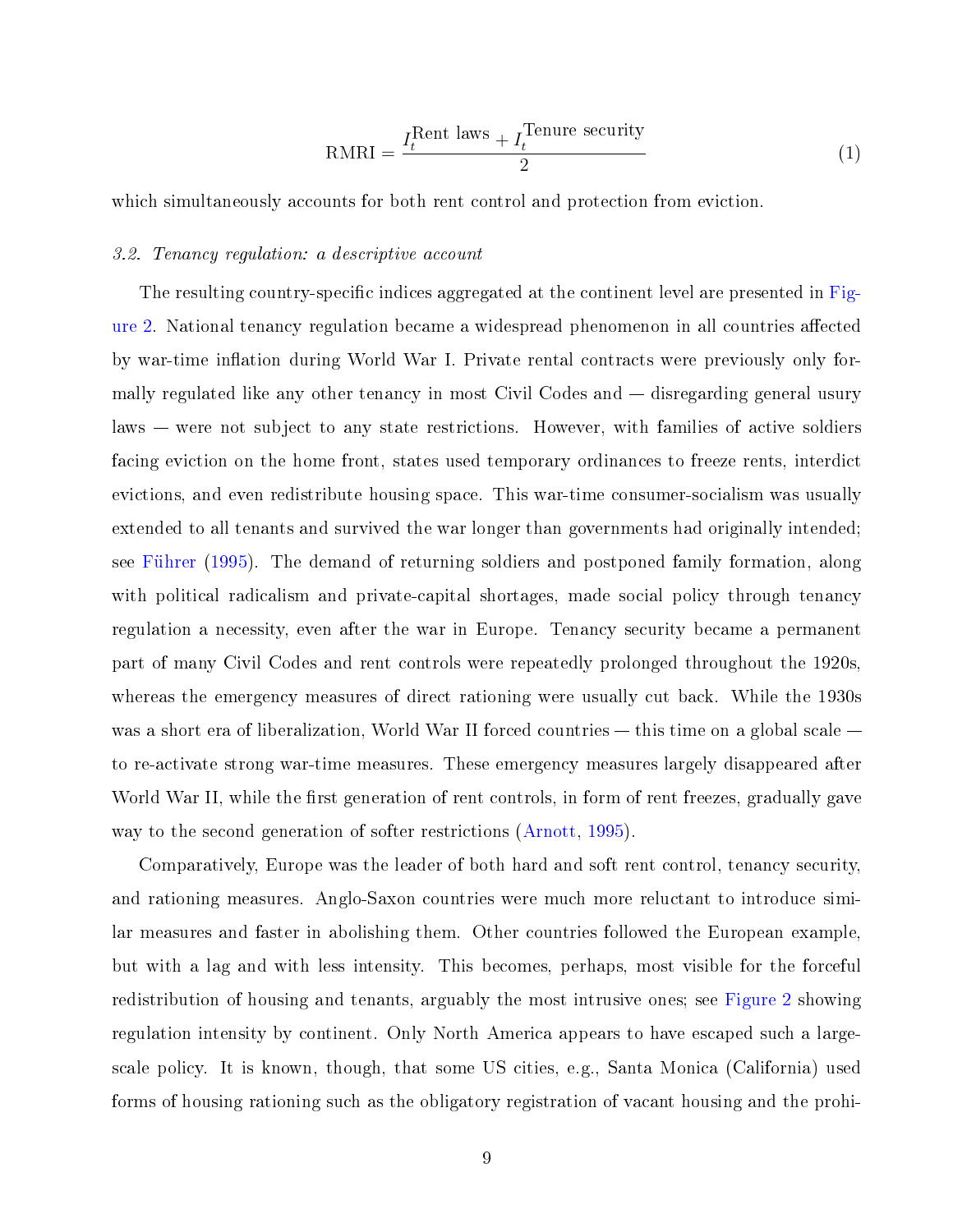$$\text{RMRI} = \frac{I_t^{\text{Rent laws}} + I_t^{\text{Tenure security}}}{2} \tag{1}$$

which simultaneously accounts for both rent control and protection from eviction.

### *3.2. Tenancy regulation: a descriptive account*

The resulting country-specific indices aggregated at the continent level are presented in Figure 2. National tenancy regulation became a widespread phenomenon in all countries affected by war-time inflation during World War I. Private rental contracts were previously only formally regulated like any other tenancy in most Civil Codes and — disregarding general usury laws — were not subject to any state restrictions. However, with families of active soldiers facing eviction on the home front, states used temporary ordinances to freeze rents, interdict evictions, and even redistribute housing space. This war-time consumer-socialism was usually extended to all tenants and survived the war longer than governments had originally intended; see Führer (1995). The demand of returning soldiers and postponed family formation, along with political radicalism and private-capital shortages, made social policy through tenancy regulation a necessity, even after the war in Europe. Tenancy security became a permanent part of many Civil Codes and rent controls were repeatedly prolonged throughout the 1920s, whereas the emergency measures of direct rationing were usually cut back. While the 1930s was a short era of liberalization, World War II forced countries — this time on a global scale — to re-activate strong war-time measures. These emergency measures largely disappeared after World War II, while the first generation of rent controls, in form of rent freezes, gradually gave way to the second generation of softer restrictions (Arnott, 1995).

Comparatively, Europe was the leader of both hard and soft rent control, tenancy security, and rationing measures. Anglo-Saxon countries were much more reluctant to introduce similar measures and faster in abolishing them. Other countries followed the European example, but with a lag and with less intensity. This becomes, perhaps, most visible for the forceful redistribution of housing and tenants, arguably the most intrusive ones; see Figure 2 showing regulation intensity by continent. Only North America appears to have escaped such a large-scale policy. It is known, though, that some US cities, e.g., Santa Monica (California) used forms of housing rationing such as the obligatory registration of vacant housing and the prohi-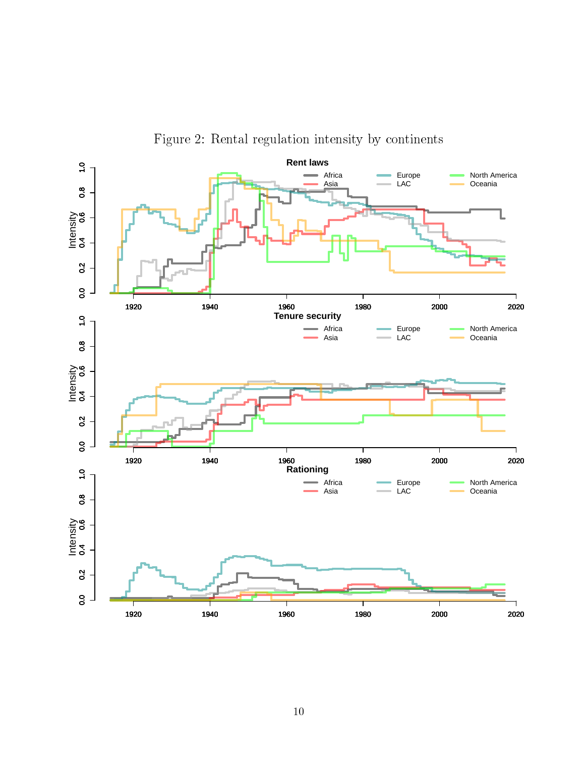Figure 2: Rental regulation intensity by continents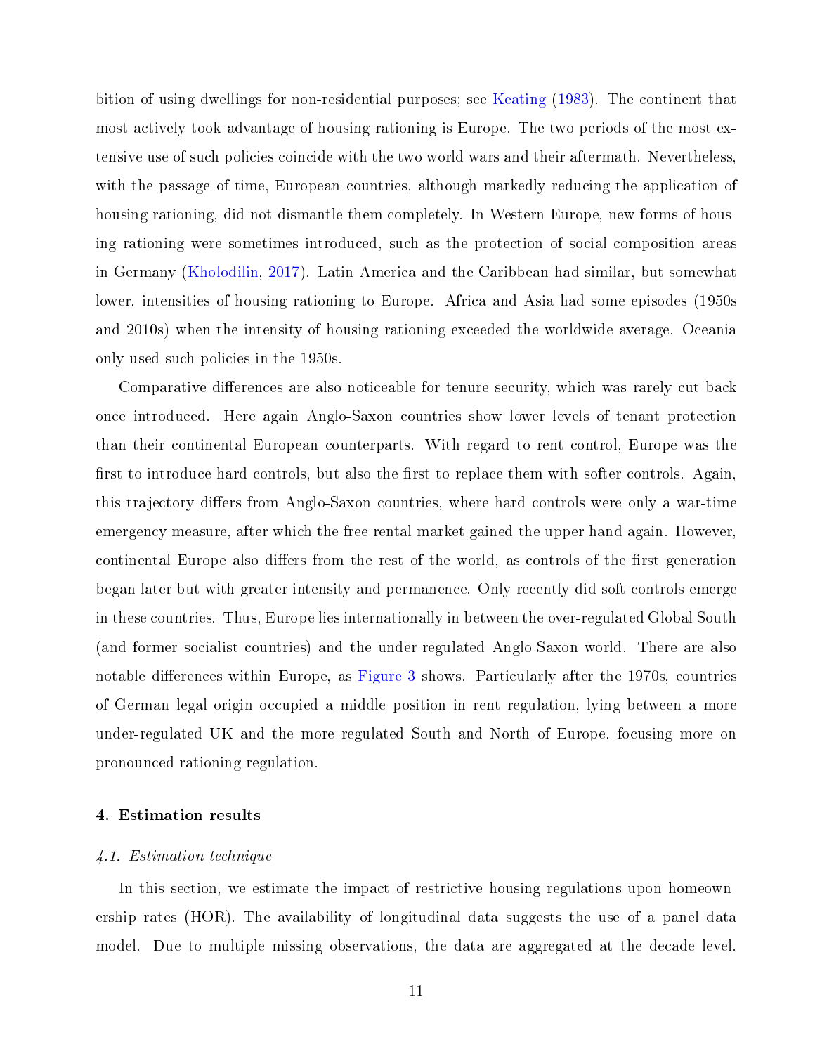bition of using dwellings for non-residential purposes; see Keating (1983). The continent that most actively took advantage of housing rationing is Europe. The two periods of the most extensive use of such policies coincide with the two world wars and their aftermath. Nevertheless, with the passage of time, European countries, although markedly reducing the application of housing rationing, did not dismantle them completely. In Western Europe, new forms of housing rationing were sometimes introduced, such as the protection of social composition areas in Germany (Kholodilin, 2017). Latin America and the Caribbean had similar, but somewhat lower, intensities of housing rationing to Europe. Africa and Asia had some episodes (1950s and 2010s) when the intensity of housing rationing exceeded the worldwide average. Oceania only used such policies in the 1950s.

Comparative differences are also noticeable for tenure security, which was rarely cut back once introduced. Here again Anglo-Saxon countries show lower levels of tenant protection than their continental European counterparts. With regard to rent control, Europe was the first to introduce hard controls, but also the first to replace them with softer controls. Again, this trajectory differs from Anglo-Saxon countries, where hard controls were only a war-time emergency measure, after which the free rental market gained the upper hand again. However, continental Europe also differs from the rest of the world, as controls of the first generation began later but with greater intensity and permanence. Only recently did soft controls emerge in these countries. Thus, Europe lies internationally in between the over-regulated Global South (and former socialist countries) and the under-regulated Anglo-Saxon world. There are also notable differences within Europe, as Figure 3 shows. Particularly after the 1970s, countries of German legal origin occupied a middle position in rent regulation, lying between a more under-regulated UK and the more regulated South and North of Europe, focusing more on pronounced rationing regulation.

## 4. Estimation results

### *4.1. Estimation technique*

In this section, we estimate the impact of restrictive housing regulations upon homeownership rates (HOR). The availability of longitudinal data suggests the use of a panel data model. Due to multiple missing observations, the data are aggregated at the decade level.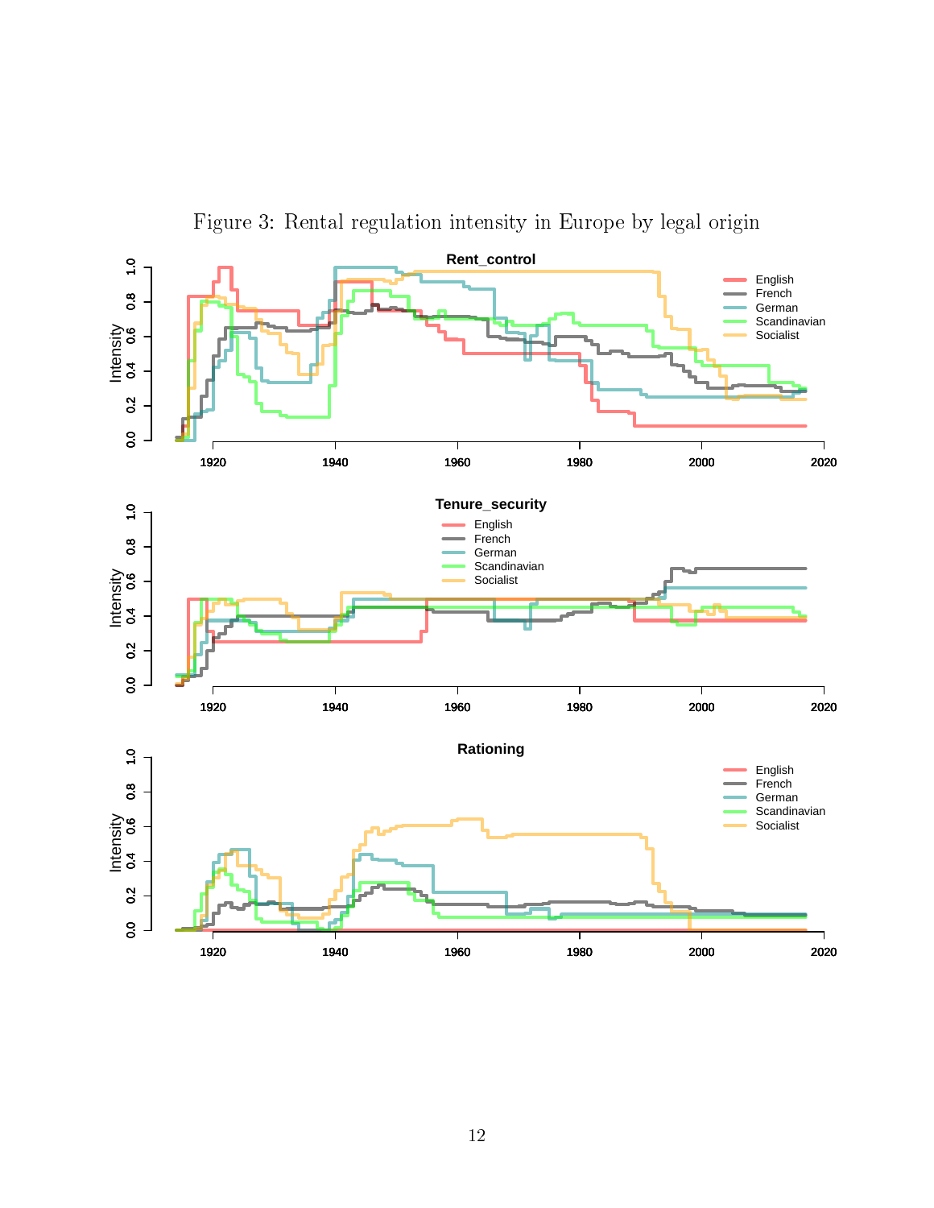Figure 3: Rental regulation intensity in Europe by legal origin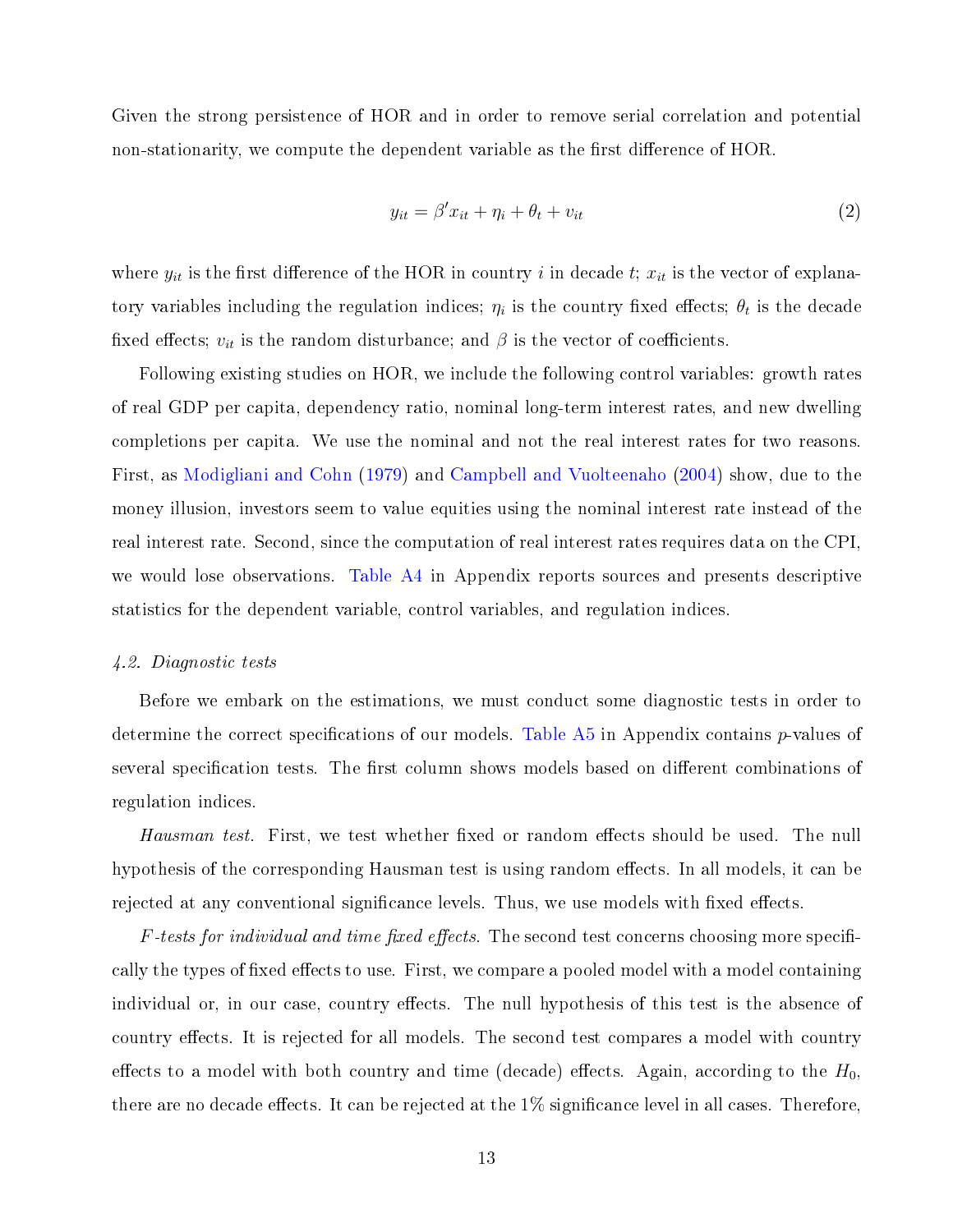Given the strong persistence of HOR and in order to remove serial correlation and potential non-stationarity, we compute the dependent variable as the first difference of HOR.

$$y_{it} = \beta' x_{it} + \eta_i + \theta_t + v_{it} \tag{2}$$

where $y_{it}$ is the first difference of the HOR in country $i$ in decade $t$; $x_{it}$ is the vector of explanatory variables including the regulation indices; $\eta_i$ is the country fixed effects; $\theta_t$ is the decade fixed effects; $v_{it}$ is the random disturbance; and $\beta$ is the vector of coefficients.

Following existing studies on HOR, we include the following control variables: growth rates of real GDP per capita, dependency ratio, nominal long-term interest rates, and new dwelling completions per capita. We use the nominal and not the real interest rates for two reasons. First, as Modigliani and Cohn (1979) and Campbell and Vuolteenaho (2004) show, due to the money illusion, investors seem to value equities using the nominal interest rate instead of the real interest rate. Second, since the computation of real interest rates requires data on the CPI, we would lose observations. Table A4 in Appendix reports sources and presents descriptive statistics for the dependent variable, control variables, and regulation indices.

### *4.2. Diagnostic tests*

Before we embark on the estimations, we must conduct some diagnostic tests in order to determine the correct specifications of our models. Table A5 in Appendix contains $p$-values of several specification tests. The first column shows models based on different combinations of regulation indices.

*Hausman test.* First, we test whether fixed or random effects should be used. The null hypothesis of the corresponding Hausman test is using random effects. In all models, it can be rejected at any conventional significance levels. Thus, we use models with fixed effects.

*F-tests for individual and time fixed effects.* The second test concerns choosing more specifically the types of fixed effects to use. First, we compare a pooled model with a model containing individual or, in our case, country effects. The null hypothesis of this test is the absence of country effects. It is rejected for all models. The second test compares a model with country effects to a model with both country and time (decade) effects. Again, according to the $H_0$, there are no decade effects. It can be rejected at the 1% significance level in all cases. Therefore,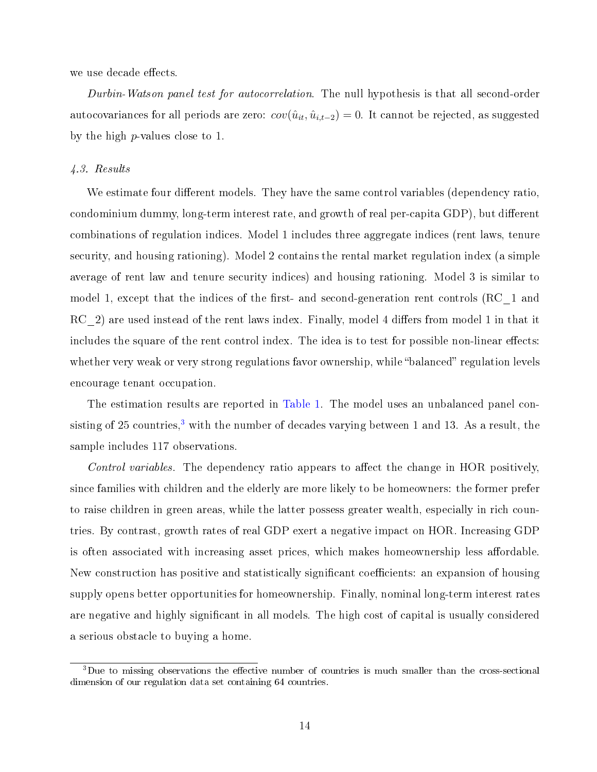we use decade effects.

*Durbin-Watson panel test for autocorrelation*. The null hypothesis is that all second-order autocovariances for all periods are zero: $cov(\hat{u}_{it}, \hat{u}_{i,t-2}) = 0$. It cannot be rejected, as suggested by the high $p$-values close to 1.

### *4.3. Results*

We estimate four different models. They have the same control variables (dependency ratio, condominium dummy, long-term interest rate, and growth of real per-capita GDP), but different combinations of regulation indices. Model 1 includes three aggregate indices (rent laws, tenure security, and housing rationing). Model 2 contains the rental market regulation index (a simple average of rent law and tenure security indices) and housing rationing. Model 3 is similar to model 1, except that the indices of the first- and second-generation rent controls (RC_1 and RC_2) are used instead of the rent laws index. Finally, model 4 differs from model 1 in that it includes the square of the rent control index. The idea is to test for possible non-linear effects: whether very weak or very strong regulations favor ownership, while "balanced" regulation levels encourage tenant occupation.

The estimation results are reported in Table 1. The model uses an unbalanced panel consisting of 25 countries,[3] with the number of decades varying between 1 and 13. As a result, the sample includes 117 observations.

*Control variables*. The dependency ratio appears to affect the change in HOR positively, since families with children and the elderly are more likely to be homeowners: the former prefer to raise children in green areas, while the latter possess greater wealth, especially in rich countries. By contrast, growth rates of real GDP exert a negative impact on HOR. Increasing GDP is often associated with increasing asset prices, which makes homeownership less affordable. New construction has positive and statistically significant coefficients: an expansion of housing supply opens better opportunities for homeownership. Finally, nominal long-term interest rates are negative and highly significant in all models. The high cost of capital is usually considered a serious obstacle to buying a home.

[3] Due to missing observations the effective number of countries is much smaller than the cross-sectional dimension of our regulation data set containing 64 countries.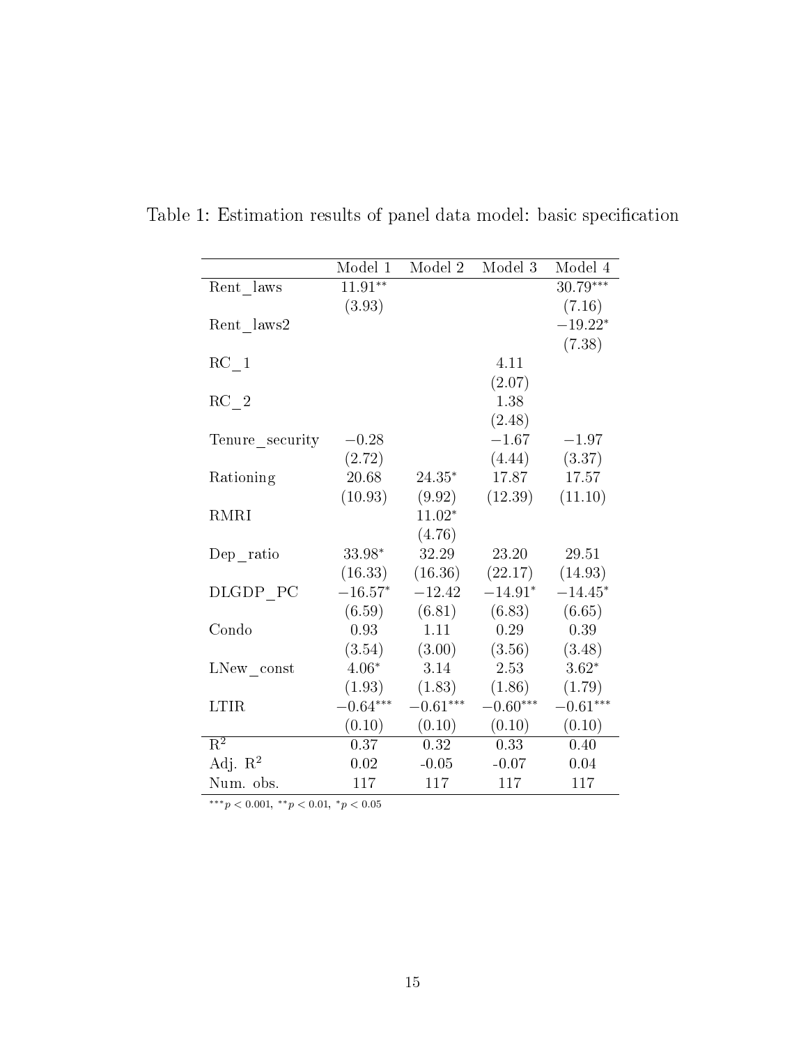Table 1: Estimation results of panel data model: basic specification

| | Model 1 | Model 2 | Model 3 | Model 4 |
|---|---|---|---|---|
| Rent_laws | $11.91^{**}$ | | | $30.79^{***}$ |
| | (3.93) | | | (7.16) |
| Rent_laws2 | | | | $-19.22^{*}$ |
| | | | | (7.38) |
| RC_1 | | | 4.11 | |
| | | | (2.07) | |
| RC_2 | | | 1.38 | |
| | | | (2.48) | |
| Tenure_security | $-0.28$ | | $-1.67$ | $-1.97$ |
| | (2.72) | | (4.44) | (3.37) |
| Rationing | 20.68 | $24.35^{*}$ | 17.87 | 17.57 |
| | (10.93) | (9.92) | (12.39) | (11.10) |
| RMRI | | $11.02^{*}$ | | |
| | | (4.76) | | |
| Dep_ratio | $33.98^{*}$ | 32.29 | 23.20 | 29.51 |
| | (16.33) | (16.36) | (22.17) | (14.93) |
| DLGDP_PC | $-16.57^{*}$ | $-12.42$ | $-14.91^{*}$ | $-14.45^{*}$ |
| | (6.59) | (6.81) | (6.83) | (6.65) |
| Condo | 0.93 | 1.11 | 0.29 | 0.39 |
| | (3.54) | (3.00) | (3.56) | (3.48) |
| LNew_const | $4.06^{*}$ | 3.14 | 2.53 | $3.62^{*}$ |
| | (1.93) | (1.83) | (1.86) | (1.79) |
| LTIR | $-0.64^{***}$ | $-0.61^{***}$ | $-0.60^{***}$ | $-0.61^{***}$ |
| | (0.10) | (0.10) | (0.10) | (0.10) |
| $R^2$ | 0.37 | 0.32 | 0.33 | 0.40 |
| Adj. $R^2$ | 0.02 | -0.05 | -0.07 | 0.04 |
| Num. obs. | 117 | 117 | 117 | 117 |

$^{***}p < 0.001$, $^{**}p < 0.01$, $^{*}p < 0.05$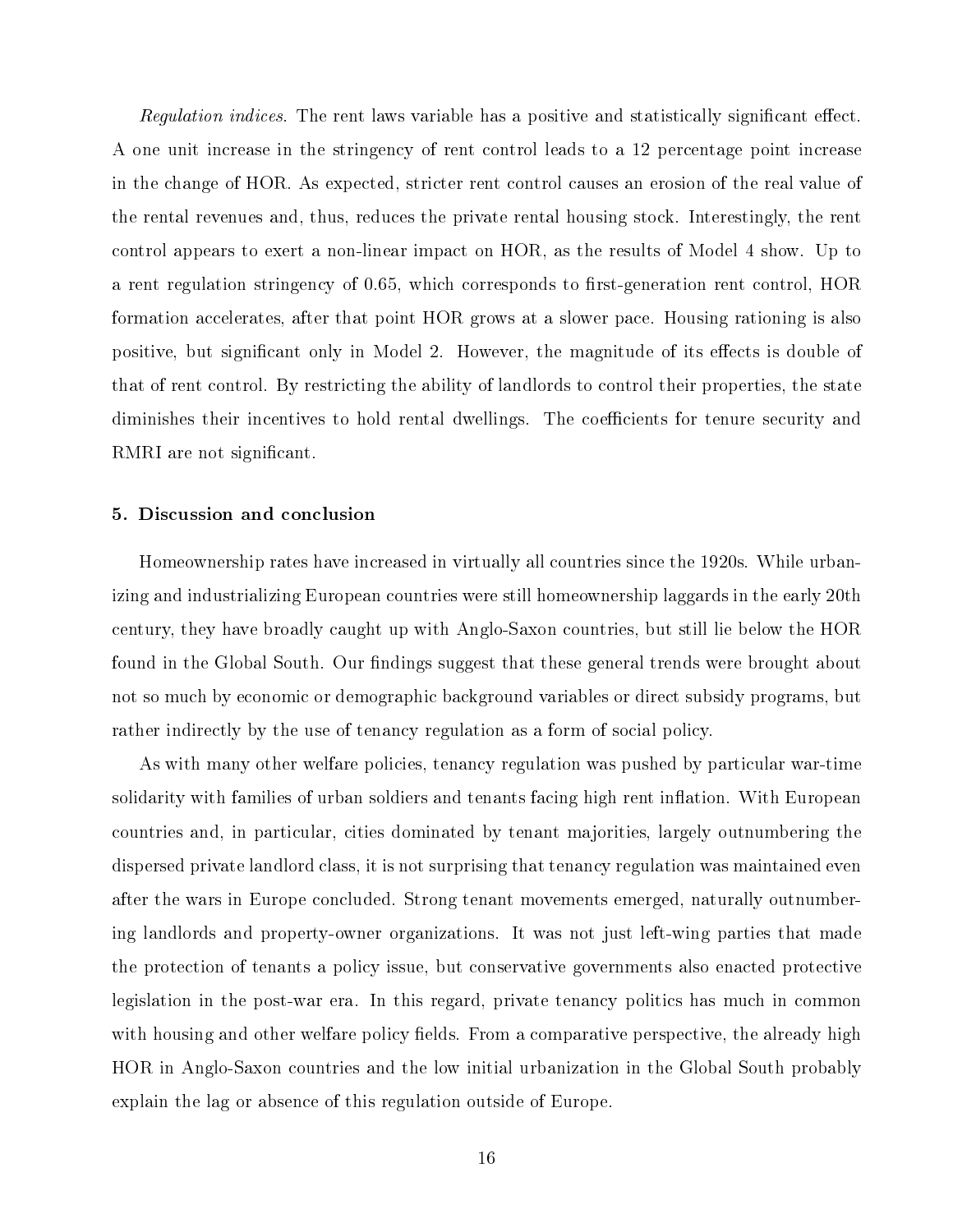*Regulation indices*. The rent laws variable has a positive and statistically significant effect. A one unit increase in the stringency of rent control leads to a 12 percentage point increase in the change of HOR. As expected, stricter rent control causes an erosion of the real value of the rental revenues and, thus, reduces the private rental housing stock. Interestingly, the rent control appears to exert a non-linear impact on HOR, as the results of Model 4 show. Up to a rent regulation stringency of 0.65, which corresponds to first-generation rent control, HOR formation accelerates, after that point HOR grows at a slower pace. Housing rationing is also positive, but significant only in Model 2. However, the magnitude of its effects is double of that of rent control. By restricting the ability of landlords to control their properties, the state diminishes their incentives to hold rental dwellings. The coefficients for tenure security and RMRI are not significant.

### 5. Discussion and conclusion

Homeownership rates have increased in virtually all countries since the 1920s. While urbanizing and industrializing European countries were still homeownership laggards in the early 20th century, they have broadly caught up with Anglo-Saxon countries, but still lie below the HOR found in the Global South. Our findings suggest that these general trends were brought about not so much by economic or demographic background variables or direct subsidy programs, but rather indirectly by the use of tenancy regulation as a form of social policy.

As with many other welfare policies, tenancy regulation was pushed by particular war-time solidarity with families of urban soldiers and tenants facing high rent inflation. With European countries and, in particular, cities dominated by tenant majorities, largely outnumbering the dispersed private landlord class, it is not surprising that tenancy regulation was maintained even after the wars in Europe concluded. Strong tenant movements emerged, naturally outnumbering landlords and property-owner organizations. It was not just left-wing parties that made the protection of tenants a policy issue, but conservative governments also enacted protective legislation in the post-war era. In this regard, private tenancy politics has much in common with housing and other welfare policy fields. From a comparative perspective, the already high HOR in Anglo-Saxon countries and the low initial urbanization in the Global South probably explain the lag or absence of this regulation outside of Europe.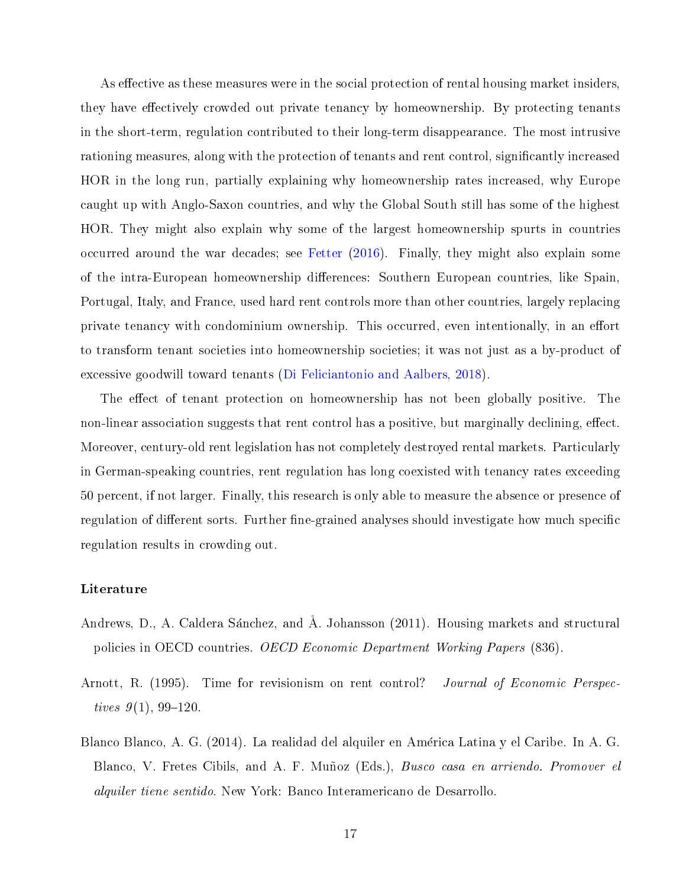As effective as these measures were in the social protection of rental housing market insiders, they have effectively crowded out private tenancy by homeownership. By protecting tenants in the short-term, regulation contributed to their long-term disappearance. The most intrusive rationing measures, along with the protection of tenants and rent control, significantly increased HOR in the long run, partially explaining why homeownership rates increased, why Europe caught up with Anglo-Saxon countries, and why the Global South still has some of the highest HOR. They might also explain why some of the largest homeownership spurts in countries occurred around the war decades; see Fetter (2016). Finally, they might also explain some of the intra-European homeownership differences: Southern European countries, like Spain, Portugal, Italy, and France, used hard rent controls more than other countries, largely replacing private tenancy with condominium ownership. This occurred, even intentionally, in an effort to transform tenant societies into homeownership societies; it was not just as a by-product of excessive goodwill toward tenants (Di Feliciantonio and Aalbers, 2018).

The effect of tenant protection on homeownership has not been globally positive. The non-linear association suggests that rent control has a positive, but marginally declining, effect. Moreover, century-old rent legislation has not completely destroyed rental markets. Particularly in German-speaking countries, rent regulation has long coexisted with tenancy rates exceeding 50 percent, if not larger. Finally, this research is only able to measure the absence or presence of regulation of different sorts. Further fine-grained analyses should investigate how much specific regulation results in crowding out.

**Literature**

Andrews, D., A. Caldera Sánchez, and Å. Johansson (2011). Housing markets and structural policies in OECD countries. *OECD Economic Department Working Papers* (836).

Arnott, R. (1995). Time for revisionism on rent control? *Journal of Economic Perspectives 9*(1), 99–120.

Blanco Blanco, A. G. (2014). La realidad del alquiler en América Latina y el Caribe. In A. G. Blanco, V. Fretes Cibils, and A. F. Muñoz (Eds.), *Busco casa en arriendo. Promover el alquiler tiene sentido*. New York: Banco Interamericano de Desarrollo.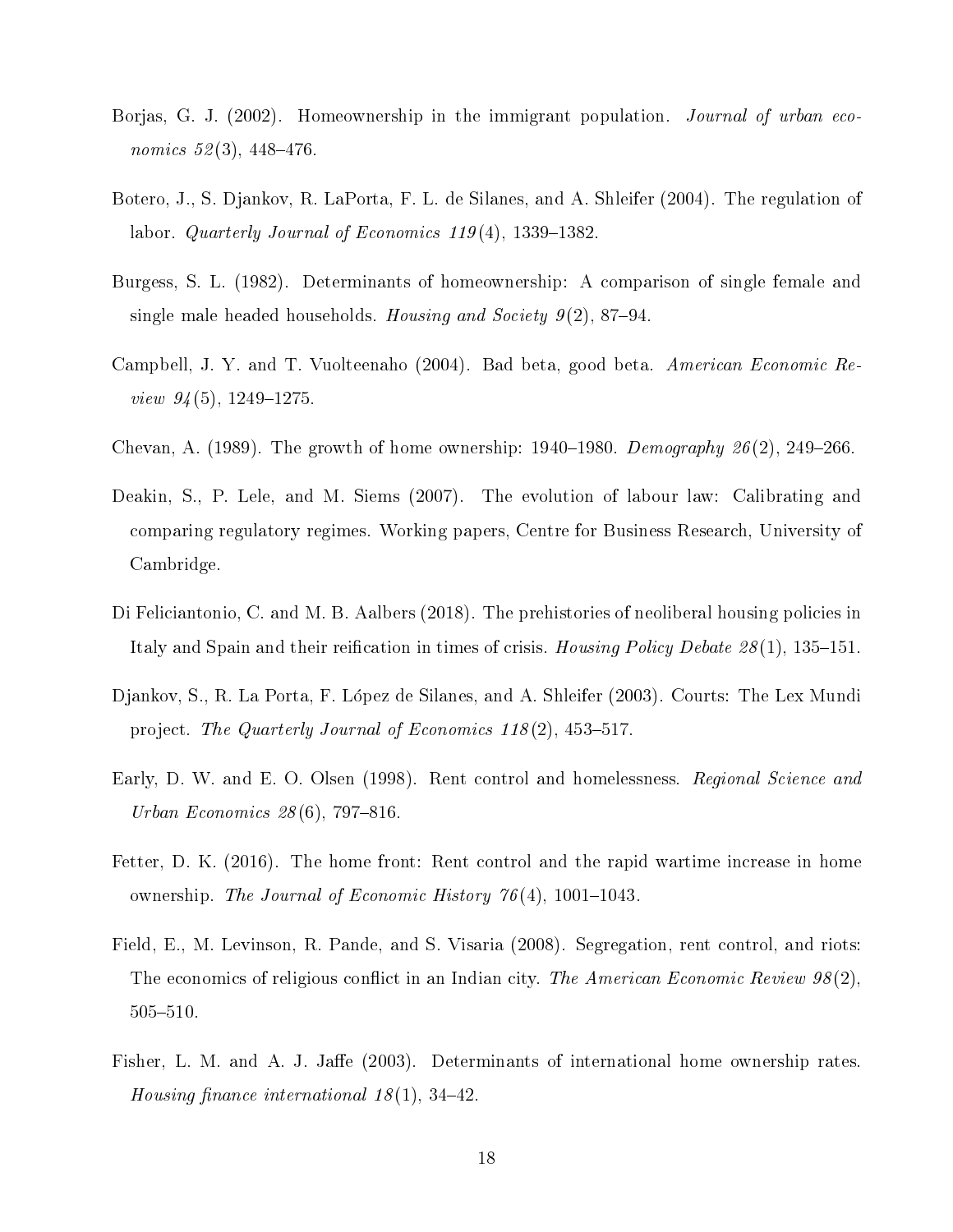Borjas, G. J. (2002). Homeownership in the immigrant population. *Journal of urban economics 52*(3), 448–476.

Botero, J., S. Djankov, R. LaPorta, F. L. de Silanes, and A. Shleifer (2004). The regulation of labor. *Quarterly Journal of Economics 119*(4), 1339–1382.

Burgess, S. L. (1982). Determinants of homeownership: A comparison of single female and single male headed households. *Housing and Society 9*(2), 87–94.

Campbell, J. Y. and T. Vuolteenaho (2004). Bad beta, good beta. *American Economic Review 94*(5), 1249–1275.

Chevan, A. (1989). The growth of home ownership: 1940–1980. *Demography 26*(2), 249–266.

Deakin, S., P. Lele, and M. Siems (2007). The evolution of labour law: Calibrating and comparing regulatory regimes. Working papers, Centre for Business Research, University of Cambridge.

Di Feliciantonio, C. and M. B. Aalbers (2018). The prehistories of neoliberal housing policies in Italy and Spain and their reification in times of crisis. *Housing Policy Debate 28*(1), 135–151.

Djankov, S., R. La Porta, F. López de Silanes, and A. Shleifer (2003). Courts: The Lex Mundi project. *The Quarterly Journal of Economics 118*(2), 453–517.

Early, D. W. and E. O. Olsen (1998). Rent control and homelessness. *Regional Science and Urban Economics 28*(6), 797–816.

Fetter, D. K. (2016). The home front: Rent control and the rapid wartime increase in home ownership. *The Journal of Economic History 76*(4), 1001–1043.

Field, E., M. Levinson, R. Pande, and S. Visaria (2008). Segregation, rent control, and riots: The economics of religious conflict in an Indian city. *The American Economic Review 98*(2), 505–510.

Fisher, L. M. and A. J. Jaffe (2003). Determinants of international home ownership rates. *Housing finance international 18*(1), 34–42.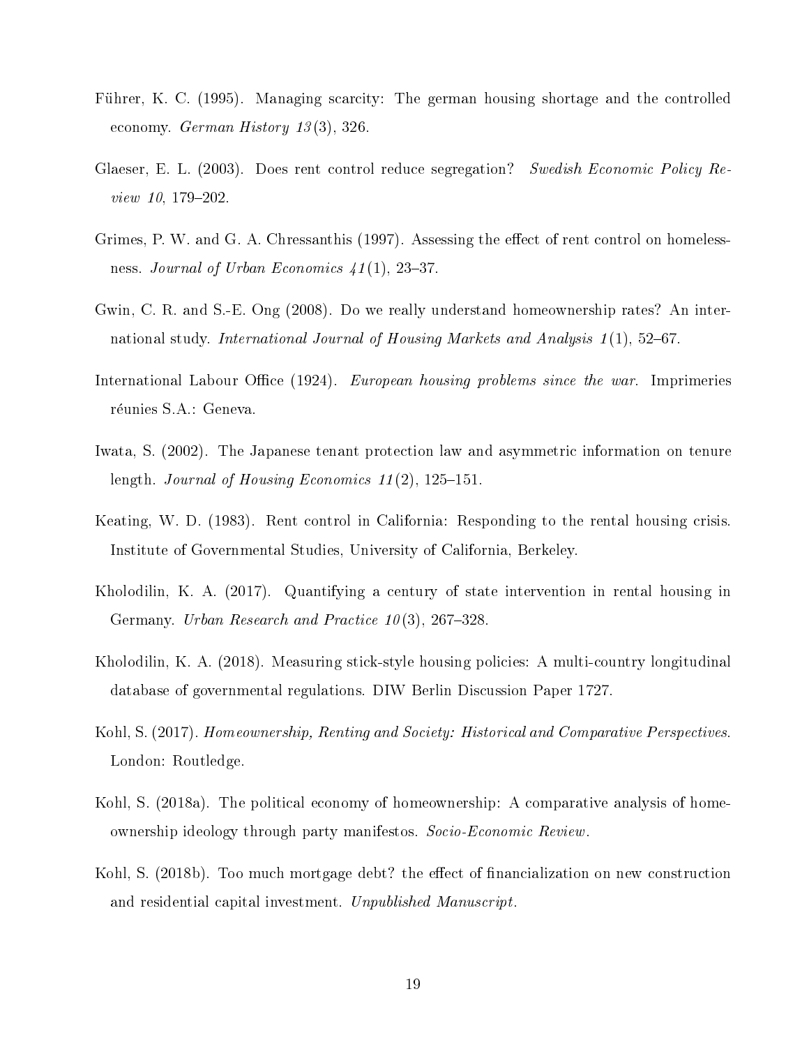Führer, K. C. (1995). Managing scarcity: The german housing shortage and the controlled economy. *German History 13*(3), 326.

Glaeser, E. L. (2003). Does rent control reduce segregation? *Swedish Economic Policy Review 10*, 179–202.

Grimes, P. W. and G. A. Chressanthis (1997). Assessing the effect of rent control on homelessness. *Journal of Urban Economics 41*(1), 23–37.

Gwin, C. R. and S.-E. Ong (2008). Do we really understand homeownership rates? An international study. *International Journal of Housing Markets and Analysis 1*(1), 52–67.

International Labour Office (1924). *European housing problems since the war.* Imprimeries réunies S.A.: Geneva.

Iwata, S. (2002). The Japanese tenant protection law and asymmetric information on tenure length. *Journal of Housing Economics 11*(2), 125–151.

Keating, W. D. (1983). Rent control in California: Responding to the rental housing crisis. Institute of Governmental Studies, University of California, Berkeley.

Kholodilin, K. A. (2017). Quantifying a century of state intervention in rental housing in Germany. *Urban Research and Practice 10*(3), 267–328.

Kholodilin, K. A. (2018). Measuring stick-style housing policies: A multi-country longitudinal database of governmental regulations. DIW Berlin Discussion Paper 1727.

Kohl, S. (2017). *Homeownership, Renting and Society: Historical and Comparative Perspectives.* London: Routledge.

Kohl, S. (2018a). The political economy of homeownership: A comparative analysis of homeownership ideology through party manifestos. *Socio-Economic Review*.

Kohl, S. (2018b). Too much mortgage debt? the effect of financialization on new construction and residential capital investment. *Unpublished Manuscript*.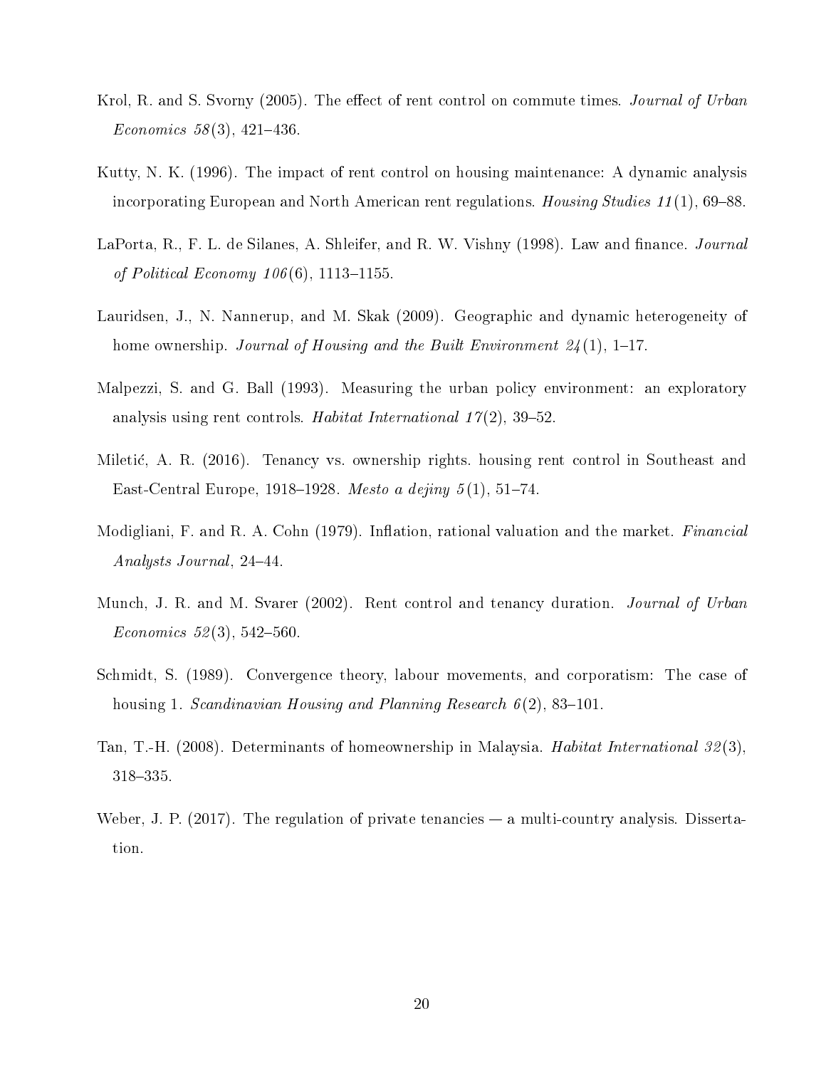Krol, R. and S. Svorny (2005). The effect of rent control on commute times. *Journal of Urban Economics 58*(3), 421–436.

Kutty, N. K. (1996). The impact of rent control on housing maintenance: A dynamic analysis incorporating European and North American rent regulations. *Housing Studies 11*(1), 69–88.

LaPorta, R., F. L. de Silanes, A. Shleifer, and R. W. Vishny (1998). Law and finance. *Journal of Political Economy 106*(6), 1113–1155.

Lauridsen, J., N. Nannerup, and M. Skak (2009). Geographic and dynamic heterogeneity of home ownership. *Journal of Housing and the Built Environment 24*(1), 1–17.

Malpezzi, S. and G. Ball (1993). Measuring the urban policy environment: an exploratory analysis using rent controls. *Habitat International 17*(2), 39–52.

Miletić, A. R. (2016). Tenancy vs. ownership rights. housing rent control in Southeast and East-Central Europe, 1918–1928. *Mesto a dejiny 5*(1), 51–74.

Modigliani, F. and R. A. Cohn (1979). Inflation, rational valuation and the market. *Financial Analysts Journal*, 24–44.

Munch, J. R. and M. Svarer (2002). Rent control and tenancy duration. *Journal of Urban Economics 52*(3), 542–560.

Schmidt, S. (1989). Convergence theory, labour movements, and corporatism: The case of housing 1. *Scandinavian Housing and Planning Research 6*(2), 83–101.

Tan, T.-H. (2008). Determinants of homeownership in Malaysia. *Habitat International 32*(3), 318–335.

Weber, J. P. (2017). The regulation of private tenancies — a multi-country analysis. Dissertation.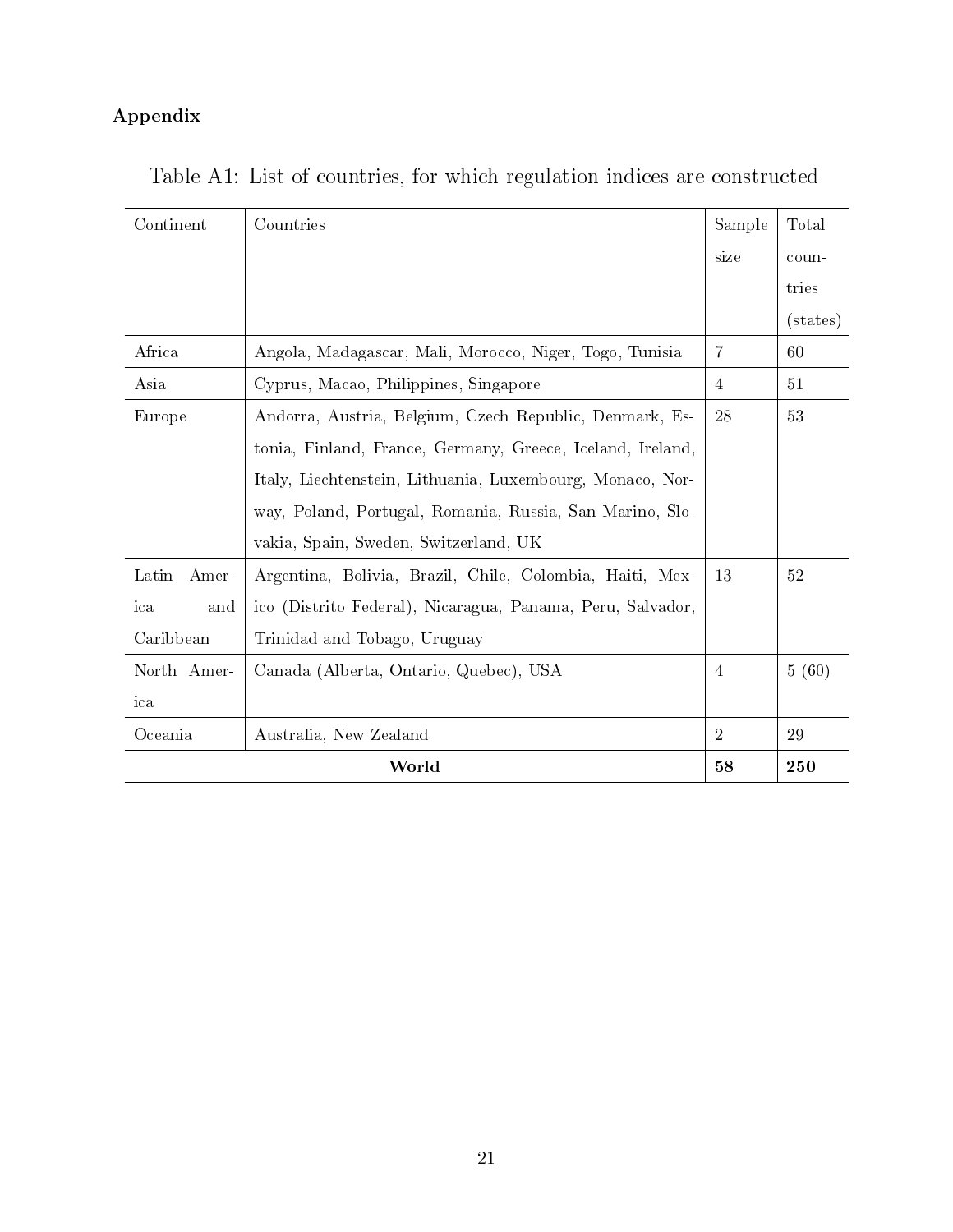**Appendix**

Table A1: List of countries, for which regulation indices are constructed

| Continent | Countries | Sample size | Total countries (states) |
|---|---|---|---|
| Africa | Angola, Madagascar, Mali, Morocco, Niger, Togo, Tunisia | 7 | 60 |
| Asia | Cyprus, Macao, Philippines, Singapore | 4 | 51 |
| Europe | Andorra, Austria, Belgium, Czech Republic, Denmark, Estonia, Finland, France, Germany, Greece, Iceland, Ireland, Italy, Liechtenstein, Lithuania, Luxembourg, Monaco, Norway, Poland, Portugal, Romania, Russia, San Marino, Slovakia, Spain, Sweden, Switzerland, UK | 28 | 53 |
| Latin America and Caribbean | Argentina, Bolivia, Brazil, Chile, Colombia, Haiti, Mexico (Distrito Federal), Nicaragua, Panama, Peru, Salvador, Trinidad and Tobago, Uruguay | 13 | 52 |
| North America | Canada (Alberta, Ontario, Quebec), USA | 4 | 5 (60) |
| Oceania | Australia, New Zealand | 2 | 29 |
| **World** | | **58** | **250** |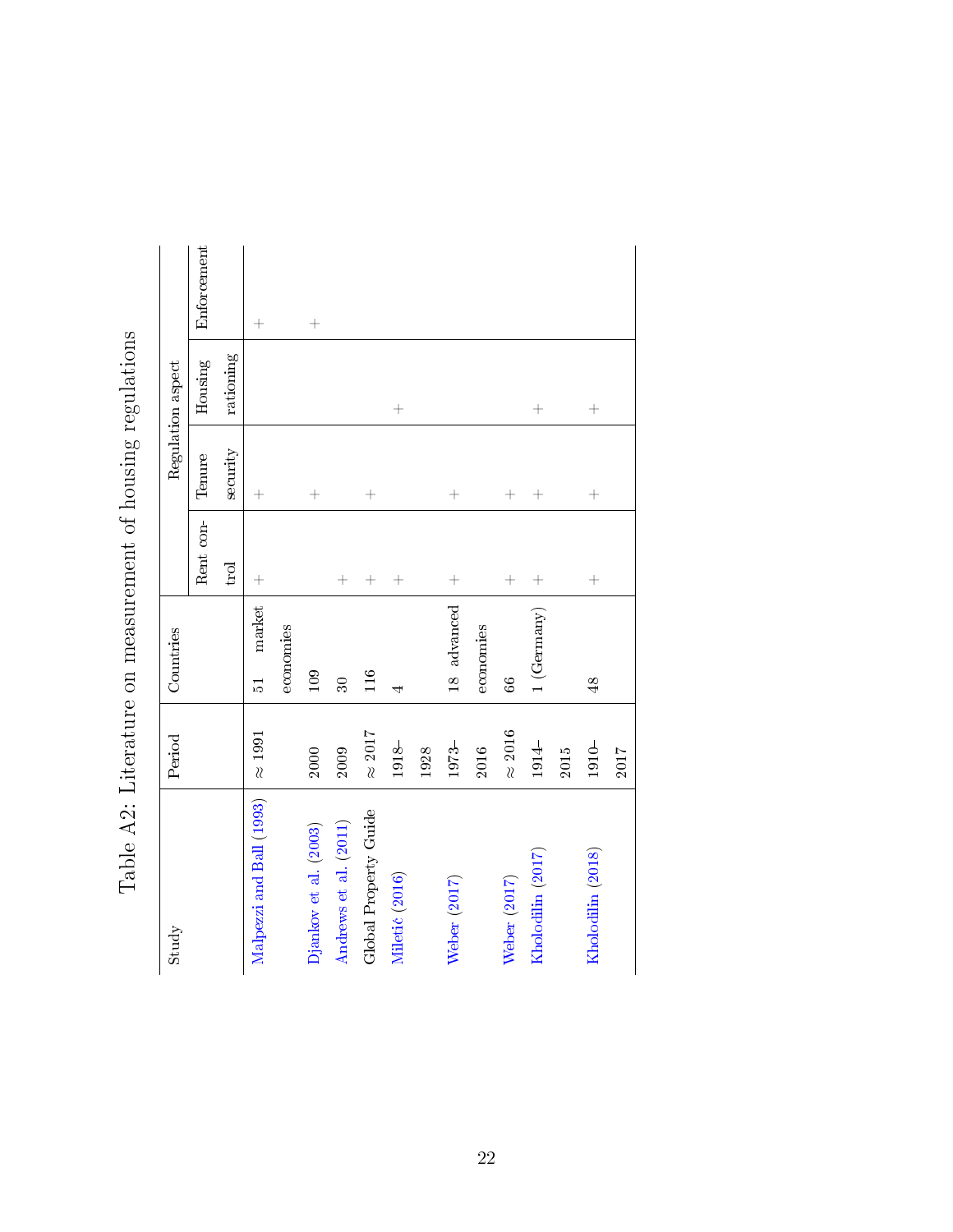# Table A2: Literature on measurement of housing regulations

| Study | Period | Countries | Regulation aspect | | | |
|---|---|---|---|---|---|---|
| | | | Rent control | Tenure security | Housing rationing | Enforcement |
| Malpezzi and Ball (1993) | $\approx$ 1991 | 51 market economies | + | + | | + |
| Djankov et al. (2003) | 2000 | 109 | | + | | + |
| Andrews et al. (2011) | 2009 | 30 | + | | | |
| Global Property Guide | $\approx$ 2017 | 116 | + | + | | |
| Miletić (2016) | 1918–1928 | 4 | + | | + | |
| Weber (2017) | 1973–2016 | 18 advanced economies | + | + | | |
| Weber (2017) | $\approx$ 2016 | 66 | + | + | | |
| Kholodilin (2017) | 1914–2015 | 1 (Germany) | + | + | + | |
| Kholodilin (2018) | 1910–2017 | 48 | + | + | + | |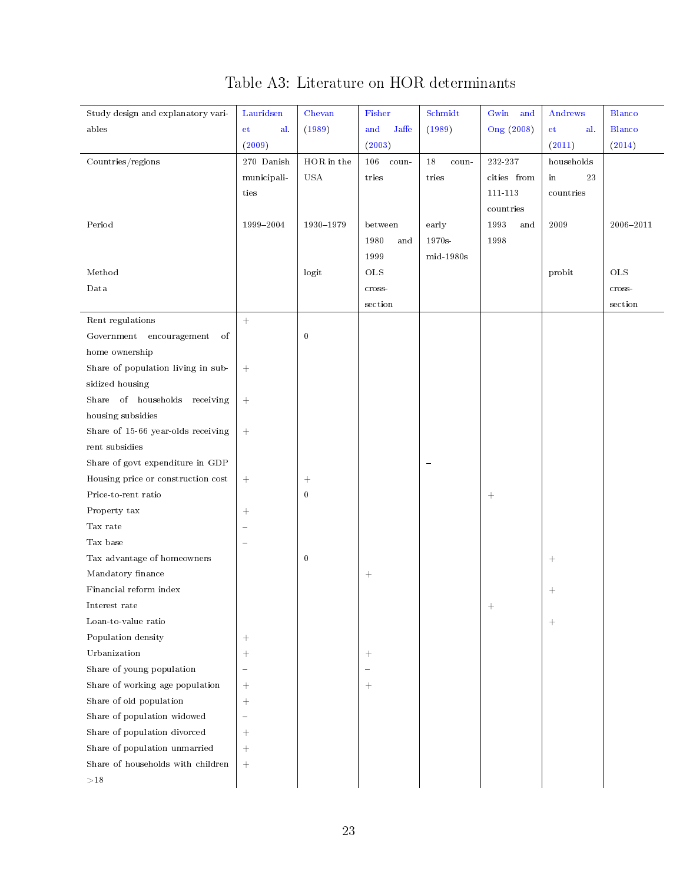# Table A3: Literature on HOR determinants

| Study design and explanatory variables | Lauridsen et al. (2009) | Chevan (1989) | Fisher and Jaffe (2003) | Schmidt (1989) | Gwin and Ong (2008) | Andrews et al. (2011) | Blanco Blanco (2014) |
|---|---|---|---|---|---|---|---|
| Countries/regions | 270 Danish municipalities | HOR in the USA | 106 countries | 18 countries | 232-237 cities from 111-113 countries | households in 23 countries | |
| Period | 1999–2004 | 1930–1979 | between 1980 and 1999 | early 1970s-mid-1980s | 1993 and 1998 | 2009 | 2006–2011 |
| Method | | logit | OLS | | | probit | OLS |
| Data | | | cross-section | | | | cross-section |
| Rent regulations | + | | | | | | |
| Government encouragement of home ownership | | 0 | | | | | |
| Share of population living in subsidized housing | + | | | | | | |
| Share of households receiving housing subsidies | + | | | | | | |
| Share of 15-66 year-olds receiving rent subsidies | + | | | | | | |
| Share of govt expenditure in GDP | | | | – | | | |
| Housing price or construction cost | + | + | | | | | |
| Price-to-rent ratio | | 0 | | | + | | |
| Property tax | + | | | | | | |
| Tax rate | – | | | | | | |
| Tax base | – | | | | | | |
| Tax advantage of homeowners | | 0 | | | | + | |
| Mandatory finance | | | + | | | | |
| Financial reform index | | | | | | + | |
| Interest rate | | | | | + | | |
| Loan-to-value ratio | | | | | | + | |
| Population density | + | | | | | | |
| Urbanization | + | | + | | | | |
| Share of young population | – | | – | | | | |
| Share of working age population | + | | + | | | | |
| Share of old population | + | | | | | | |
| Share of population widowed | – | | | | | | |
| Share of population divorced | + | | | | | | |
| Share of population unmarried | + | | | | | | |
| Share of households with children >18 | + | | | | | | |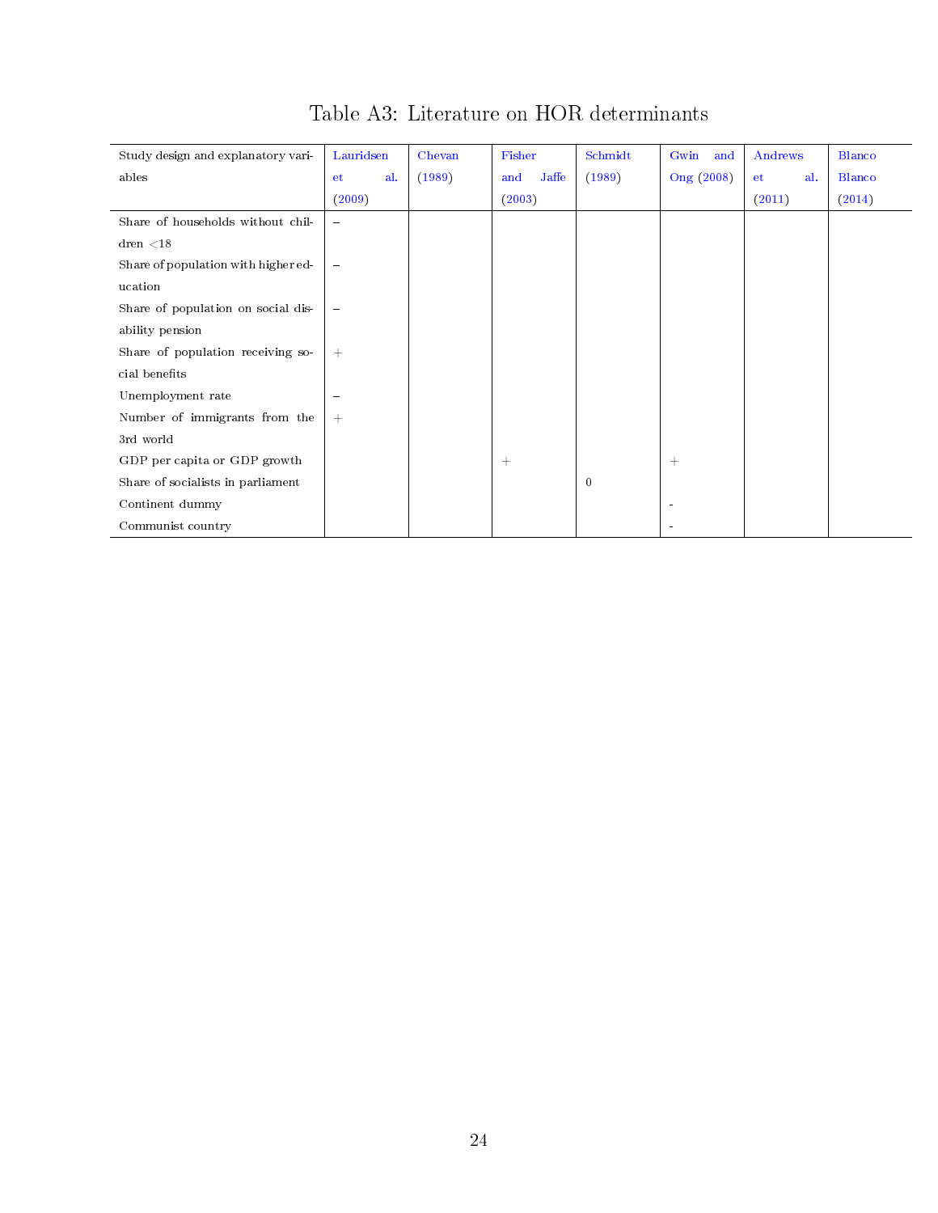# Table A3: Literature on HOR determinants

| Study design and explanatory variables | Lauridsen et al. (2009) | Chevan (1989) | Fisher and Jaffe (2003) | Schmidt (1989) | Gwin and Ong (2008) | Andrews et al. (2011) | Blanco Blanco (2014) |
|---|---|---|---|---|---|---|---|
| Share of households without children <18 | – | | | | | | |
| Share of population with higher education | – | | | | | | |
| Share of population on social disability pension | – | | | | | | |
| Share of population receiving social benefits | + | | | | | | |
| Unemployment rate | – | | | | | | |
| Number of immigrants from the 3rd world | + | | | | | | |
| GDP per capita or GDP growth | | | + | | + | | |
| Share of socialists in parliament | | | | 0 | | | |
| Continent dummy | | | | | - | | |
| Communist country | | | | | - | | |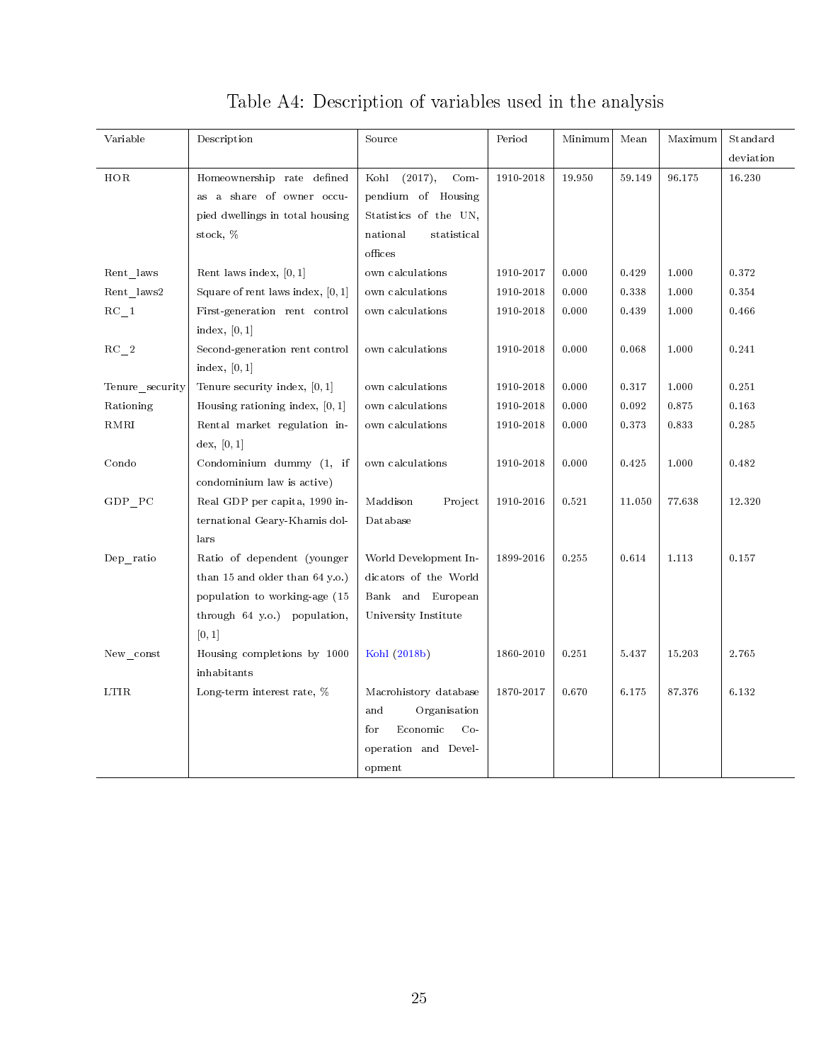# Table A4: Description of variables used in the analysis

| Variable | Description | Source | Period | Minimum | Mean | Maximum | Standard deviation |
|---|---|---|---|---|---|---|---|
| HOR | Homeownership rate defined as a share of owner occupied dwellings in total housing stock, % | Kohl (2017), Compendium of Housing Statistics of the UN, national statistical offices | 1910-2018 | 19.950 | 59.149 | 96.175 | 16.230 |
| Rent_laws | Rent laws index, [0, 1] | own calculations | 1910-2017 | 0.000 | 0.429 | 1.000 | 0.372 |
| Rent_laws2 | Square of rent laws index, [0, 1] | own calculations | 1910-2018 | 0.000 | 0.338 | 1.000 | 0.354 |
| RC_1 | First-generation rent control index, [0, 1] | own calculations | 1910-2018 | 0.000 | 0.439 | 1.000 | 0.466 |
| RC_2 | Second-generation rent control index, [0, 1] | own calculations | 1910-2018 | 0.000 | 0.068 | 1.000 | 0.241 |
| Tenure_security | Tenure security index, [0, 1] | own calculations | 1910-2018 | 0.000 | 0.317 | 1.000 | 0.251 |
| Rationing | Housing rationing index, [0, 1] | own calculations | 1910-2018 | 0.000 | 0.092 | 0.875 | 0.163 |
| RMRI | Rental market regulation index, [0, 1] | own calculations | 1910-2018 | 0.000 | 0.373 | 0.833 | 0.285 |
| Condo | Condominium dummy (1, if condominium law is active) | own calculations | 1910-2018 | 0.000 | 0.425 | 1.000 | 0.482 |
| GDP_PC | Real GDP per capita, 1990 international Geary-Khamis dollars | Maddison Project Database | 1910-2016 | 0.521 | 11.050 | 77.638 | 12.320 |
| Dep_ratio | Ratio of dependent (younger than 15 and older than 64 y.o.) population to working-age (15 through 64 y.o.) population, [0, 1] | World Development Indicators of the World Bank and European University Institute | 1899-2016 | 0.255 | 0.614 | 1.113 | 0.157 |
| New_const | Housing completions by 1000 inhabitants | Kohl (2018b) | 1860-2010 | 0.251 | 5.437 | 15.203 | 2.765 |
| LTIR | Long-term interest rate, % | Macrohistory database and Organisation for Economic Co-operation and Development | 1870-2017 | 0.670 | 6.175 | 87.376 | 6.132 |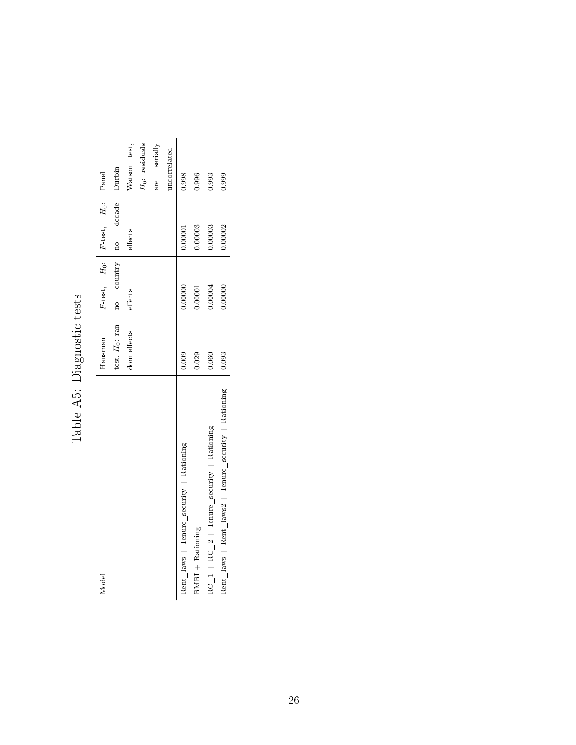# Table A5: Diagnostic tests

| Model | Hausman test, $H_0$: random effects | $F$-test, $H_0$: no country effects | $F$-test, $H_0$: no decade effects | Panel Durbin-Watson test, $H_0$: residuals are serially uncorrelated |
|---|---|---|---|---|
| Rent_laws + Tenure_security + Rationing | 0.009 | 0.00000 | 0.00001 | 0.998 |
| RMRI + Rationing | 0.029 | 0.00001 | 0.00003 | 0.996 |
| RC_1 + RC_2 + Tenure_security + Rationing | 0.060 | 0.00004 | 0.00003 | 0.993 |
| Rent_laws + Rent_laws2 + Tenure_security + Rationing | 0.093 | 0.00000 | 0.00002 | 0.999 |